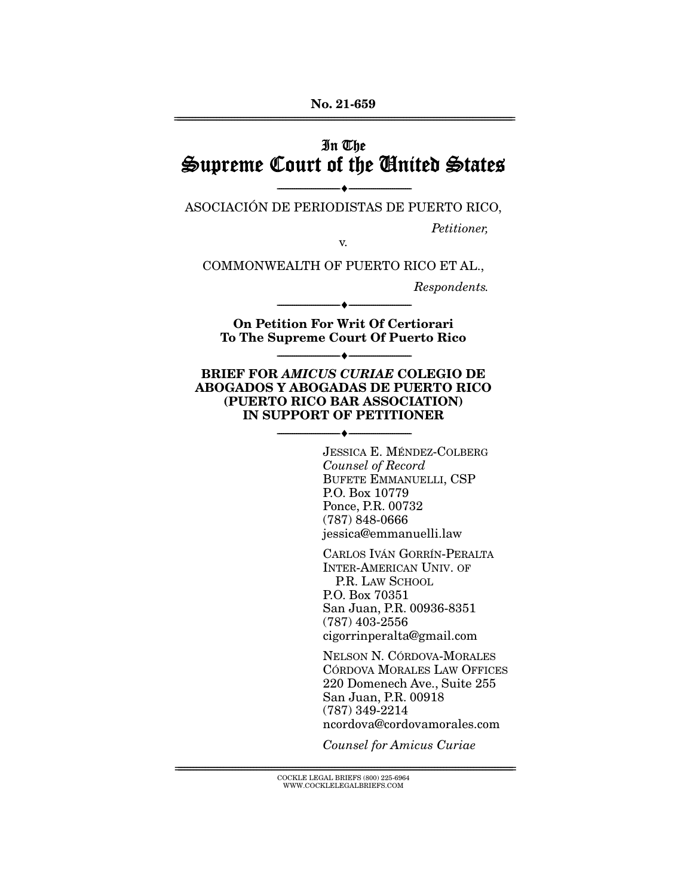**No. 21-659**

# In The Supreme Court of the United States

---

ASOCIACIÓN DE PERIODISTAS DE PUERTO RICO,

*Petitioner,*

v.

COMMONWEALTH OF PUERTO RICO ET AL.,

*Respondents.*

---

**On Petition For Writ Of Certiorari To The Supreme Court Of Puerto Rico**

---

**BRIEF FOR *AMICUS CURIAE* COLEGIO DE ABOGADOS Y ABOGADAS DE PUERTO RICO (PUERTO RICO BAR ASSOCIATION) IN SUPPORT OF PETITIONER**

---

JESSICA E. MÉNDEZ-COLBERG
*Counsel of Record*
BUFETE EMMANUELLI, CSP
P.O. Box 10779
Ponce, P.R. 00732
(787) 848-0666
jessica@emmanuelli.law

CARLOS IVÁN GORRÍN-PERALTA
INTER-AMERICAN UNIV. OF P.R. LAW SCHOOL
P.O. Box 70351
San Juan, P.R. 00936-8351
(787) 403-2556
cigorrinperalta@gmail.com

NELSON N. CÓRDOVA-MORALES
CÓRDOVA MORALES LAW OFFICES
220 Domenech Ave., Suite 255
San Juan, P.R. 00918
(787) 349-2214
ncordova@cordovamorales.com

*Counsel for Amicus Curiae*

COCKLE LEGAL BRIEFS (800) 225-6964
WWW.COCKLELEGALBRIEFS.COM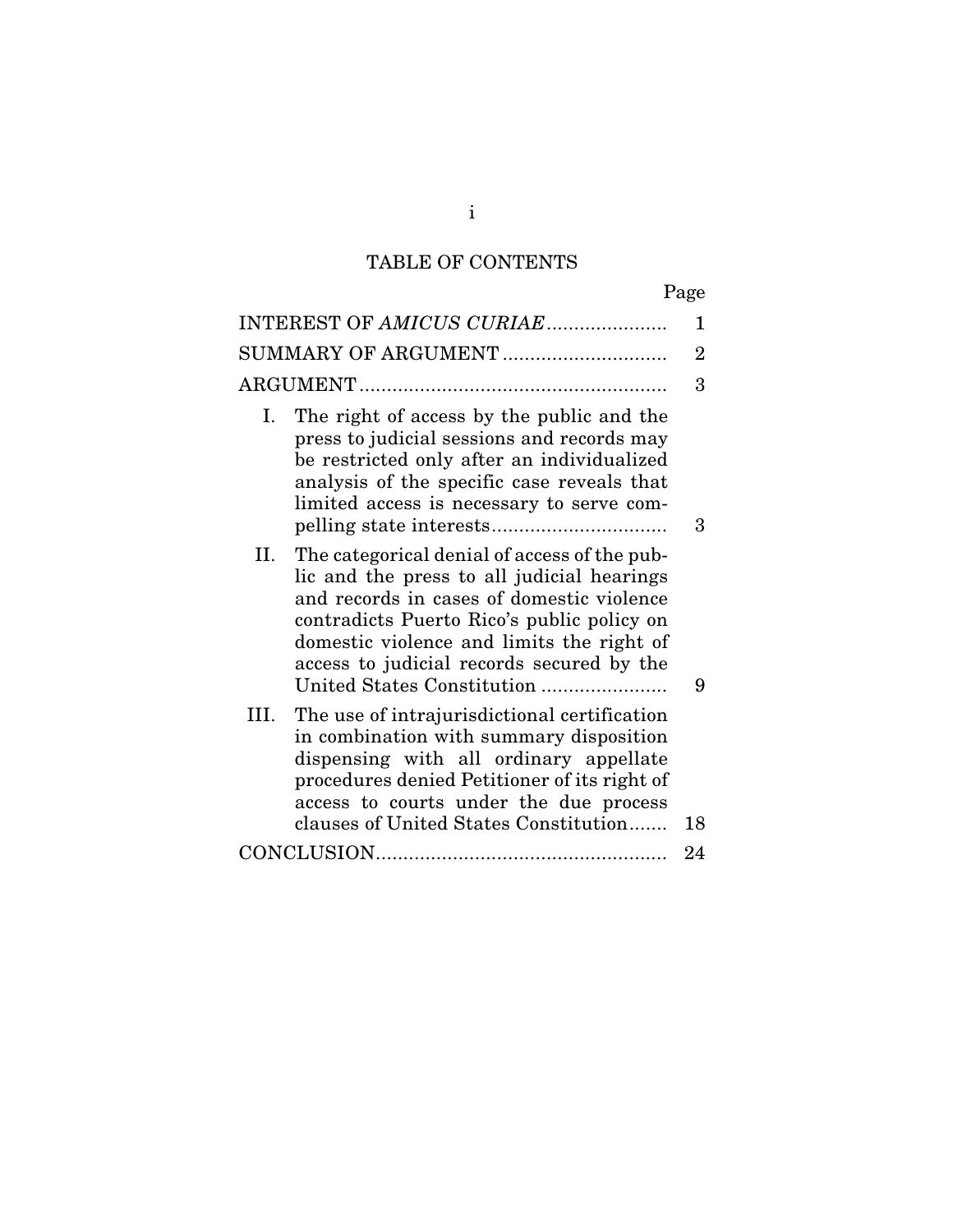# TABLE OF CONTENTS

| | Page |
|---|---|
| INTEREST OF *AMICUS CURIAE* | 1 |
| SUMMARY OF ARGUMENT | 2 |
| ARGUMENT | 3 |
| I. The right of access by the public and the press to judicial sessions and records may be restricted only after an individualized analysis of the specific case reveals that limited access is necessary to serve compelling state interests | 3 |
| II. The categorical denial of access of the public and the press to all judicial hearings and records in cases of domestic violence contradicts Puerto Rico's public policy on domestic violence and limits the right of access to judicial records secured by the United States Constitution | 9 |
| III. The use of intrajurisdictional certification in combination with summary disposition dispensing with all ordinary appellate procedures denied Petitioner of its right of access to courts under the due process clauses of United States Constitution | 18 |
| CONCLUSION | 24 |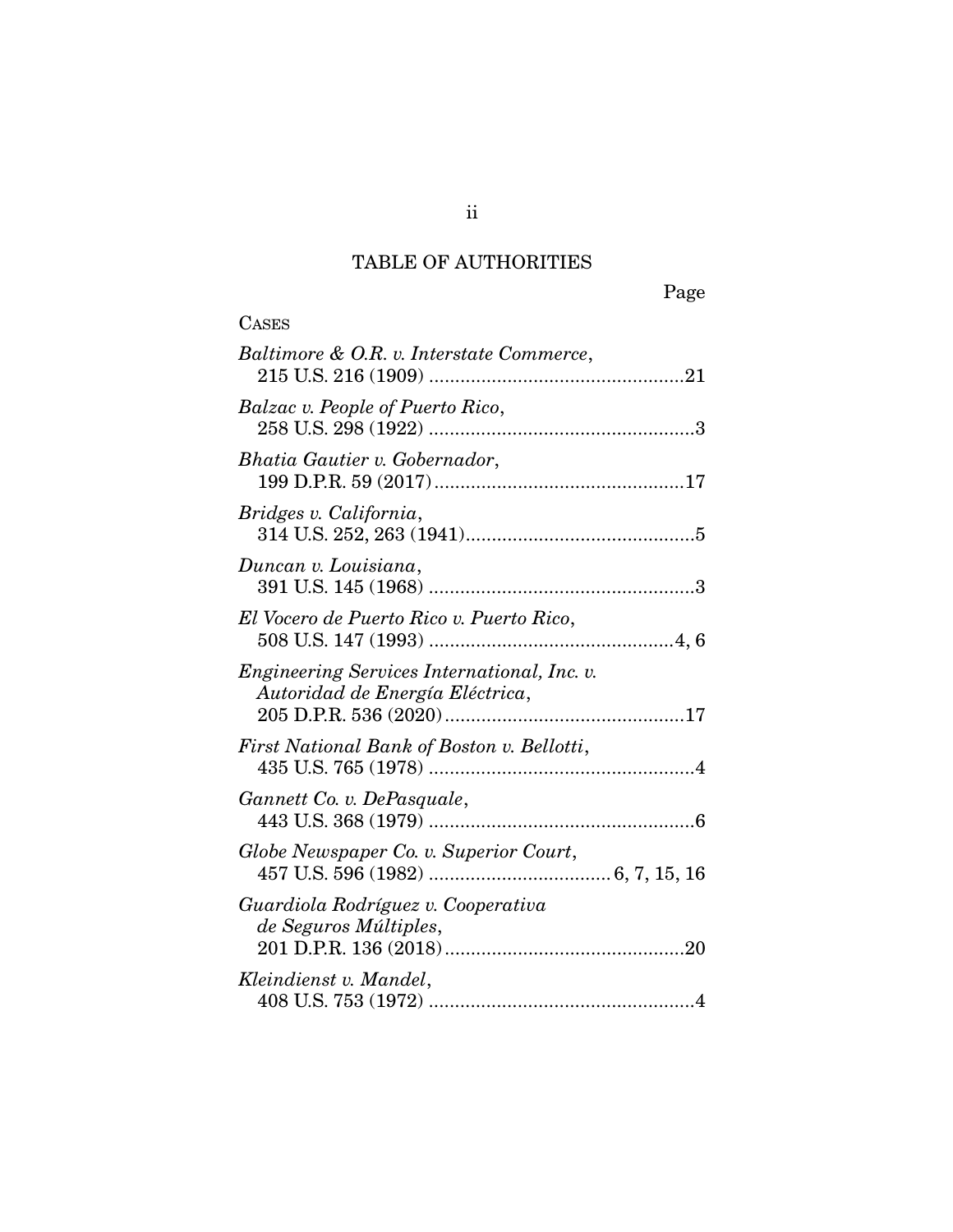# TABLE OF AUTHORITIES

Page

CASES

*Baltimore & O.R. v. Interstate Commerce*,
215 U.S. 216 (1909) ....................................................21

*Balzac v. People of Puerto Rico*,
258 U.S. 298 (1922) ......................................................3

*Bhatia Gautier v. Gobernador*,
199 D.P.R. 59 (2017) ...................................................17

*Bridges v. California*,
314 U.S. 252, 263 (1941)...............................................5

*Duncan v. Louisiana*,
391 U.S. 145 (1968) ......................................................3

*El Vocero de Puerto Rico v. Puerto Rico*,
508 U.S. 147 (1993) ...............................................4, 6

*Engineering Services International, Inc. v. Autoridad de Energía Eléctrica*,
205 D.P.R. 536 (2020) .................................................17

*First National Bank of Boston v. Bellotti*,
435 U.S. 765 (1978) ......................................................4

*Gannett Co. v. DePasquale*,
443 U.S. 368 (1979) ......................................................6

*Globe Newspaper Co. v. Superior Court*,
457 U.S. 596 (1982) ................................... 6, 7, 15, 16

*Guardiola Rodríguez v. Cooperativa de Seguros Múltiples*,
201 D.P.R. 136 (2018) .................................................20

*Kleindienst v. Mandel*,
408 U.S. 753 (1972) ......................................................4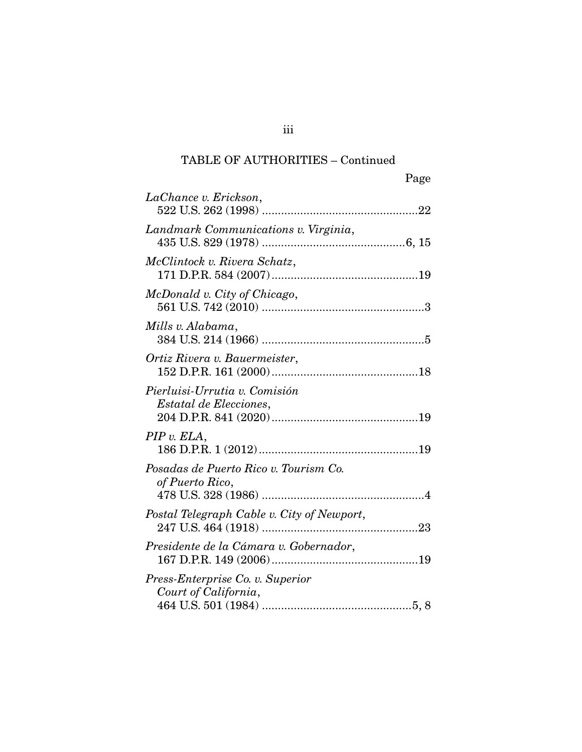TABLE OF AUTHORITIES – Continued

Page

*LaChance v. Erickson*,
522 U.S. 262 (1998) ....................................................22

*Landmark Communications v. Virginia*,
435 U.S. 829 (1978) ..............................................6, 15

*McClintock v. Rivera Schatz*,
171 D.P.R. 584 (2007)...............................................19

*McDonald v. City of Chicago*,
561 U.S. 742 (2010) ....................................................3

*Mills v. Alabama*,
384 U.S. 214 (1966) ....................................................5

*Ortiz Rivera v. Bauermeister*,
152 D.P.R. 161 (2000)...............................................18

*Pierluisi-Urrutia v. Comisión Estatal de Elecciones*,
204 D.P.R. 841 (2020)...............................................19

*PIP v. ELA*,
186 D.P.R. 1 (2012)...................................................19

*Posadas de Puerto Rico v. Tourism Co. of Puerto Rico*,
478 U.S. 328 (1986) ....................................................4

*Postal Telegraph Cable v. City of Newport*,
247 U.S. 464 (1918) ...................................................23

*Presidente de la Cámara v. Gobernador*,
167 D.P.R. 149 (2006)...............................................19

*Press-Enterprise Co. v. Superior Court of California*,
464 U.S. 501 (1984) ................................................5, 8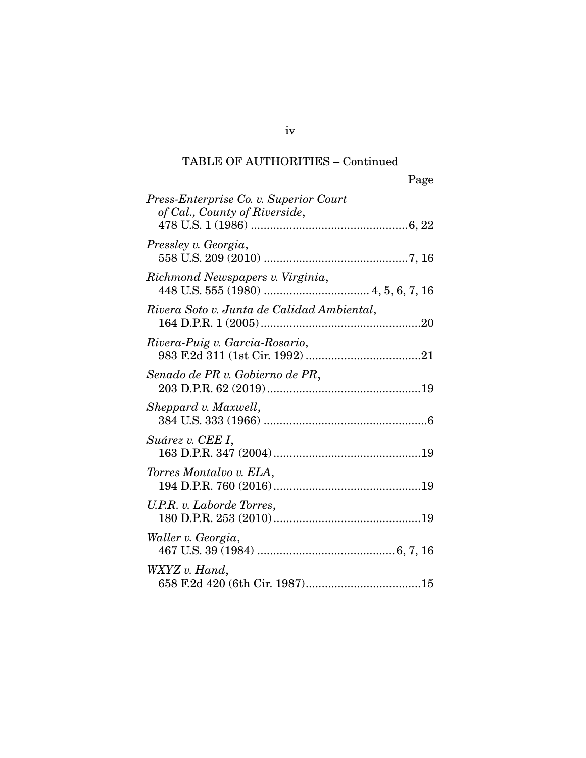TABLE OF AUTHORITIES – Continued

Page

*Press-Enterprise Co. v. Superior Court of Cal., County of Riverside*, 478 U.S. 1 (1986) ....................6, 22

*Pressley v. Georgia*, 558 U.S. 209 (2010) ....................7, 16

*Richmond Newspapers v. Virginia*, 448 U.S. 555 (1980) .................... 4, 5, 6, 7, 16

*Rivera Soto v. Junta de Calidad Ambiental*, 164 D.P.R. 1 (2005)....................20

*Rivera-Puig v. Garcia-Rosario*, 983 F.2d 311 (1st Cir. 1992)....................21

*Senado de PR v. Gobierno de PR*, 203 D.P.R. 62 (2019)....................19

*Sheppard v. Maxwell*, 384 U.S. 333 (1966)....................6

*Suárez v. CEE I*, 163 D.P.R. 347 (2004)....................19

*Torres Montalvo v. ELA*, 194 D.P.R. 760 (2016)....................19

*U.P.R. v. Laborde Torres*, 180 D.P.R. 253 (2010)....................19

*Waller v. Georgia*, 467 U.S. 39 (1984)....................6, 7, 16

*WXYZ v. Hand*, 658 F.2d 420 (6th Cir. 1987)....................15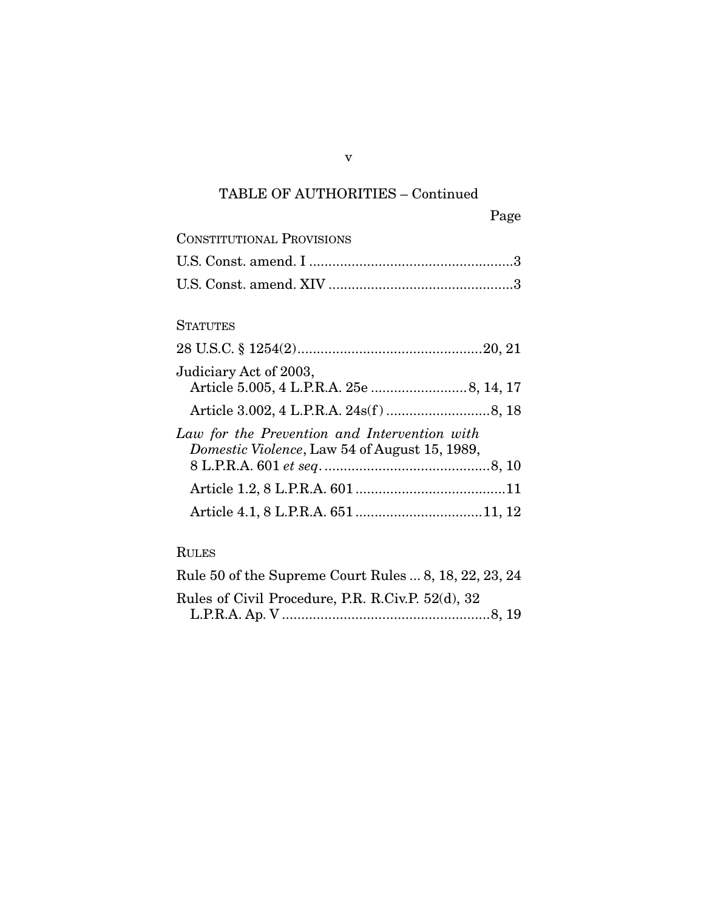TABLE OF AUTHORITIES – Continued

Page

CONSTITUTIONAL PROVISIONS

U.S. Const. amend. I ....................................................3

U.S. Const. amend. XIV ................................................3

STATUTES

28 U.S.C. § 1254(2)................................................20, 21

Judiciary Act of 2003,
 Article 5.005, 4 L.P.R.A. 25e .........................8, 14, 17

 Article 3.002, 4 L.P.R.A. 24s(f) ...........................8, 18

*Law for the Prevention and Intervention with Domestic Violence*, Law 54 of August 15, 1989, 8 L.P.R.A. 601 *et seq*. ...........................................8, 10

 Article 1.2, 8 L.P.R.A. 601 .......................................11

 Article 4.1, 8 L.P.R.A. 651 .................................11, 12

RULES

Rule 50 of the Supreme Court Rules ... 8, 18, 22, 23, 24

Rules of Civil Procedure, P.R. R.Civ.P. 52(d), 32 L.P.R.A. Ap. V .....................................................8, 19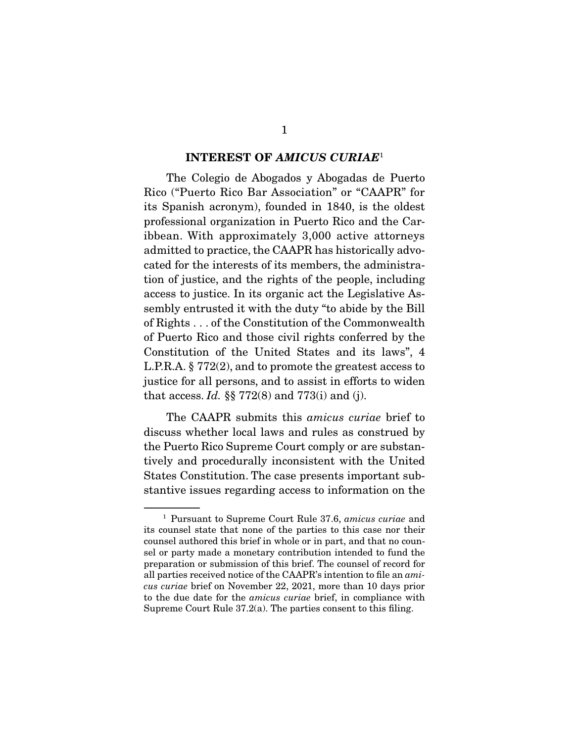## INTEREST OF *AMICUS CURIAE*[1]

The Colegio de Abogados y Abogadas de Puerto Rico ("Puerto Rico Bar Association" or "CAAPR" for its Spanish acronym), founded in 1840, is the oldest professional organization in Puerto Rico and the Caribbean. With approximately 3,000 active attorneys admitted to practice, the CAAPR has historically advocated for the interests of its members, the administration of justice, and the rights of the people, including access to justice. In its organic act the Legislative Assembly entrusted it with the duty "to abide by the Bill of Rights . . . of the Constitution of the Commonwealth of Puerto Rico and those civil rights conferred by the Constitution of the United States and its laws", 4 L.P.R.A. § 772(2), and to promote the greatest access to justice for all persons, and to assist in efforts to widen that access. *Id.* §§ 772(8) and 773(i) and (j).

The CAAPR submits this *amicus curiae* brief to discuss whether local laws and rules as construed by the Puerto Rico Supreme Court comply or are substantively and procedurally inconsistent with the United States Constitution. The case presents important substantive issues regarding access to information on the

---

[1] Pursuant to Supreme Court Rule 37.6, *amicus curiae* and its counsel state that none of the parties to this case nor their counsel authored this brief in whole or in part, and that no counsel or party made a monetary contribution intended to fund the preparation or submission of this brief. The counsel of record for all parties received notice of the CAAPR's intention to file an *amicus curiae* brief on November 22, 2021, more than 10 days prior to the due date for the *amicus curiae* brief, in compliance with Supreme Court Rule 37.2(a). The parties consent to this filing.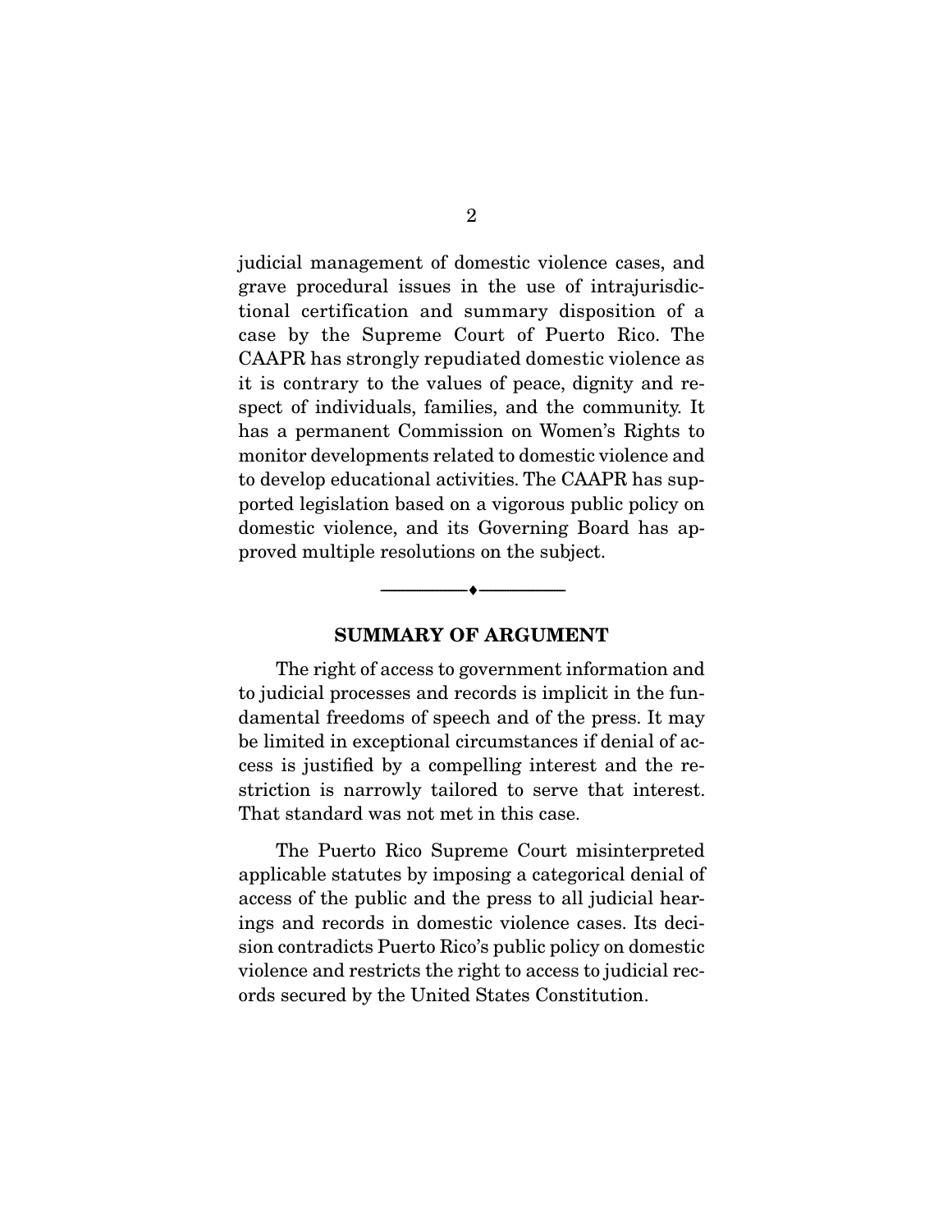judicial management of domestic violence cases, and grave procedural issues in the use of intrajurisdictional certification and summary disposition of a case by the Supreme Court of Puerto Rico. The CAAPR has strongly repudiated domestic violence as it is contrary to the values of peace, dignity and respect of individuals, families, and the community. It has a permanent Commission on Women's Rights to monitor developments related to domestic violence and to develop educational activities. The CAAPR has supported legislation based on a vigorous public policy on domestic violence, and its Governing Board has approved multiple resolutions on the subject.

---

## SUMMARY OF ARGUMENT

The right of access to government information and to judicial processes and records is implicit in the fundamental freedoms of speech and of the press. It may be limited in exceptional circumstances if denial of access is justified by a compelling interest and the restriction is narrowly tailored to serve that interest. That standard was not met in this case.

The Puerto Rico Supreme Court misinterpreted applicable statutes by imposing a categorical denial of access of the public and the press to all judicial hearings and records in domestic violence cases. Its decision contradicts Puerto Rico's public policy on domestic violence and restricts the right to access to judicial records secured by the United States Constitution.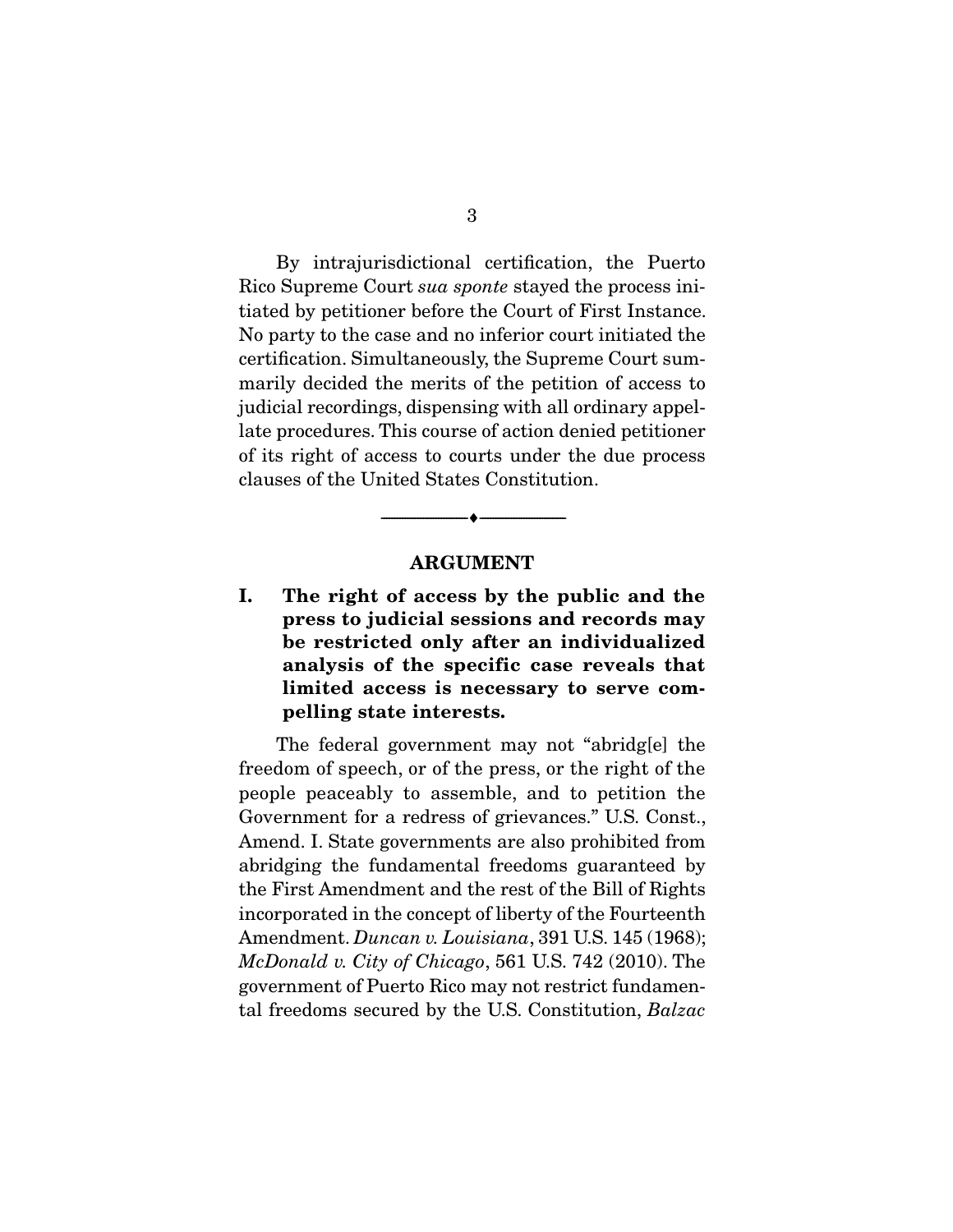By intrajurisdictional certification, the Puerto Rico Supreme Court *sua sponte* stayed the process initiated by petitioner before the Court of First Instance. No party to the case and no inferior court initiated the certification. Simultaneously, the Supreme Court summarily decided the merits of the petition of access to judicial recordings, dispensing with all ordinary appellate procedures. This course of action denied petitioner of its right of access to courts under the due process clauses of the United States Constitution.

---

## ARGUMENT

### I. The right of access by the public and the press to judicial sessions and records may be restricted only after an individualized analysis of the specific case reveals that limited access is necessary to serve compelling state interests.

The federal government may not "abridg[e] the freedom of speech, or of the press, or the right of the people peaceably to assemble, and to petition the Government for a redress of grievances." U.S. Const., Amend. I. State governments are also prohibited from abridging the fundamental freedoms guaranteed by the First Amendment and the rest of the Bill of Rights incorporated in the concept of liberty of the Fourteenth Amendment. *Duncan v. Louisiana*, 391 U.S. 145 (1968); *McDonald v. City of Chicago*, 561 U.S. 742 (2010). The government of Puerto Rico may not restrict fundamental freedoms secured by the U.S. Constitution, *Balzac*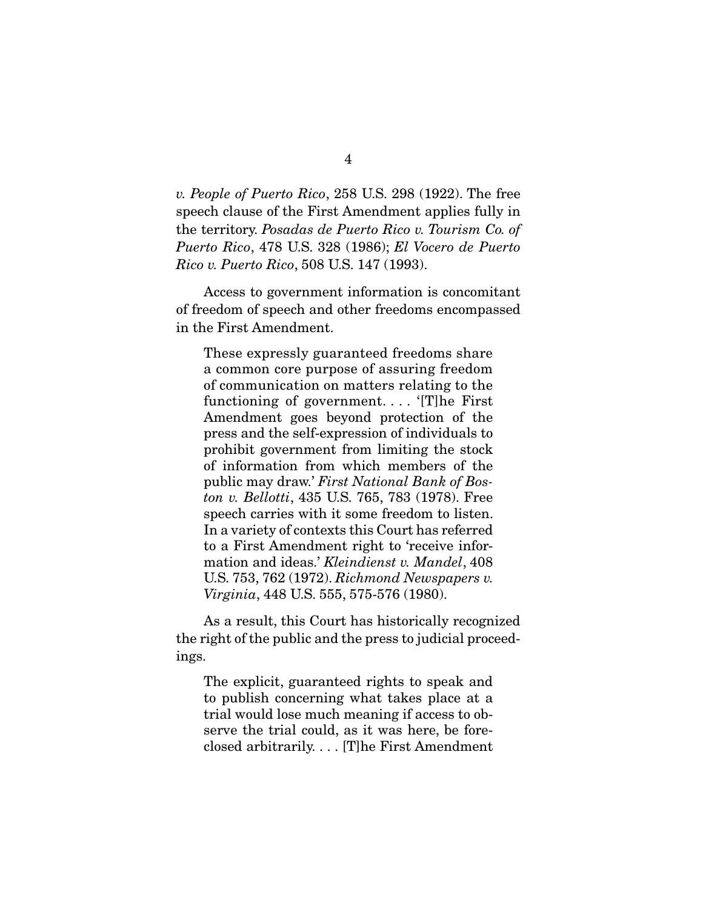*v. People of Puerto Rico*, 258 U.S. 298 (1922). The free speech clause of the First Amendment applies fully in the territory. *Posadas de Puerto Rico v. Tourism Co. of Puerto Rico*, 478 U.S. 328 (1986); *El Vocero de Puerto Rico v. Puerto Rico*, 508 U.S. 147 (1993).

Access to government information is concomitant of freedom of speech and other freedoms encompassed in the First Amendment.

> These expressly guaranteed freedoms share a common core purpose of assuring freedom of communication on matters relating to the functioning of government. . . . '[T]he First Amendment goes beyond protection of the press and the self-expression of individuals to prohibit government from limiting the stock of information from which members of the public may draw.' *First National Bank of Boston v. Bellotti*, 435 U.S. 765, 783 (1978). Free speech carries with it some freedom to listen. In a variety of contexts this Court has referred to a First Amendment right to 'receive information and ideas.' *Kleindienst v. Mandel*, 408 U.S. 753, 762 (1972). *Richmond Newspapers v. Virginia*, 448 U.S. 555, 575-576 (1980).

As a result, this Court has historically recognized the right of the public and the press to judicial proceedings.

> The explicit, guaranteed rights to speak and to publish concerning what takes place at a trial would lose much meaning if access to observe the trial could, as it was here, be foreclosed arbitrarily. . . . [T]he First Amendment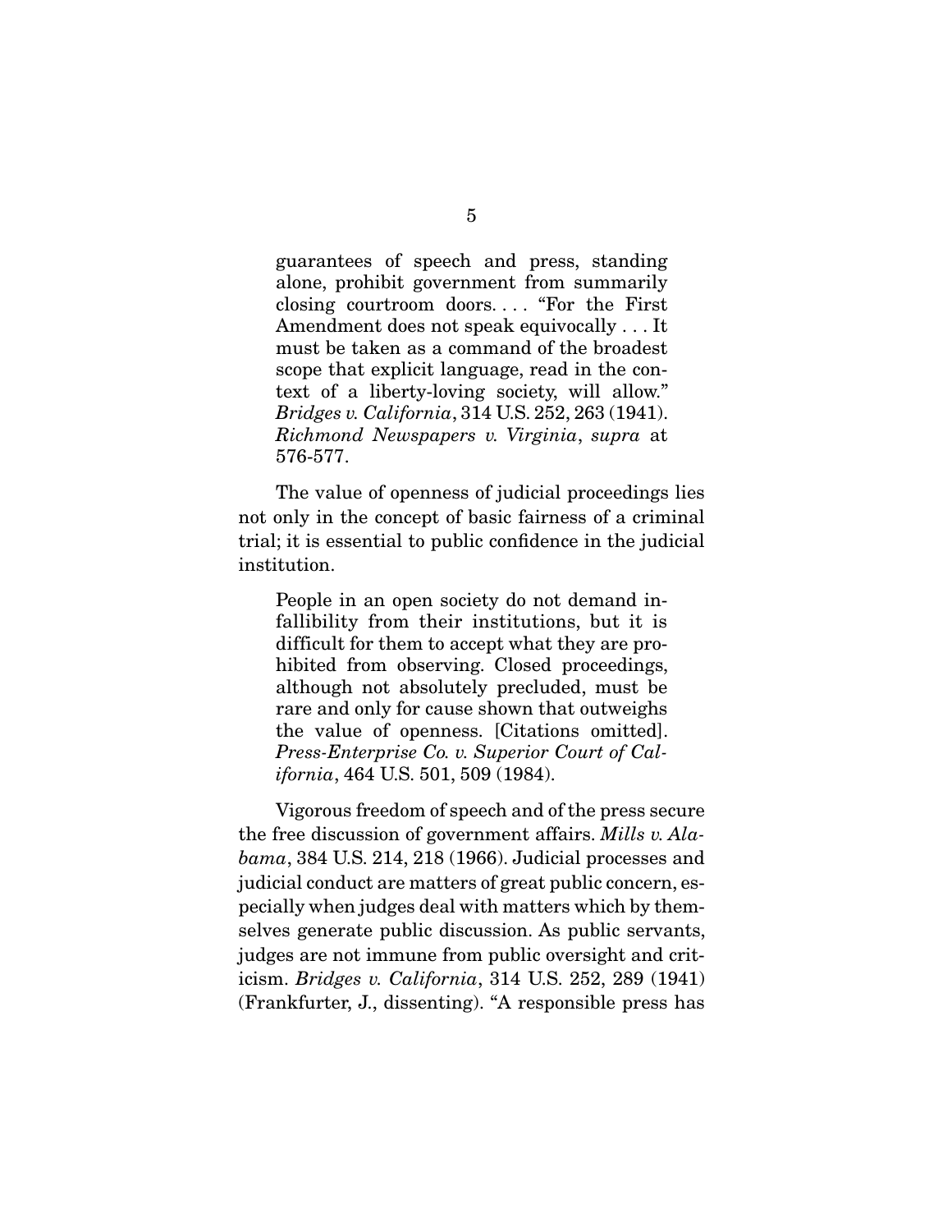guarantees of speech and press, standing alone, prohibit government from summarily closing courtroom doors. . . . "For the First Amendment does not speak equivocally . . . It must be taken as a command of the broadest scope that explicit language, read in the context of a liberty-loving society, will allow." *Bridges v. California*, 314 U.S. 252, 263 (1941). *Richmond Newspapers v. Virginia*, *supra* at 576-577.

The value of openness of judicial proceedings lies not only in the concept of basic fairness of a criminal trial; it is essential to public confidence in the judicial institution.

> People in an open society do not demand infallibility from their institutions, but it is difficult for them to accept what they are prohibited from observing. Closed proceedings, although not absolutely precluded, must be rare and only for cause shown that outweighs the value of openness. [Citations omitted]. *Press-Enterprise Co. v. Superior Court of California*, 464 U.S. 501, 509 (1984).

Vigorous freedom of speech and of the press secure the free discussion of government affairs. *Mills v. Alabama*, 384 U.S. 214, 218 (1966). Judicial processes and judicial conduct are matters of great public concern, especially when judges deal with matters which by themselves generate public discussion. As public servants, judges are not immune from public oversight and criticism. *Bridges v. California*, 314 U.S. 252, 289 (1941) (Frankfurter, J., dissenting). "A responsible press has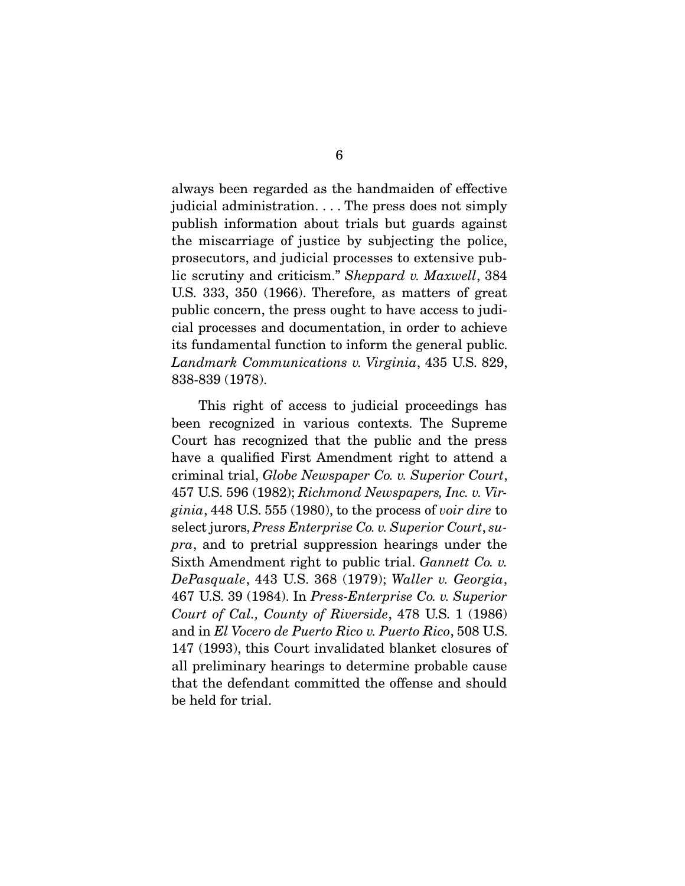always been regarded as the handmaiden of effective judicial administration. . . . The press does not simply publish information about trials but guards against the miscarriage of justice by subjecting the police, prosecutors, and judicial processes to extensive public scrutiny and criticism." *Sheppard v. Maxwell*, 384 U.S. 333, 350 (1966). Therefore, as matters of great public concern, the press ought to have access to judicial processes and documentation, in order to achieve its fundamental function to inform the general public. *Landmark Communications v. Virginia*, 435 U.S. 829, 838-839 (1978).

This right of access to judicial proceedings has been recognized in various contexts. The Supreme Court has recognized that the public and the press have a qualified First Amendment right to attend a criminal trial, *Globe Newspaper Co. v. Superior Court*, 457 U.S. 596 (1982); *Richmond Newspapers, Inc. v. Virginia*, 448 U.S. 555 (1980), to the process of *voir dire* to select jurors, *Press Enterprise Co. v. Superior Court*, *supra*, and to pretrial suppression hearings under the Sixth Amendment right to public trial. *Gannett Co. v. DePasquale*, 443 U.S. 368 (1979); *Waller v. Georgia*, 467 U.S. 39 (1984). In *Press-Enterprise Co. v. Superior Court of Cal., County of Riverside*, 478 U.S. 1 (1986) and in *El Vocero de Puerto Rico v. Puerto Rico*, 508 U.S. 147 (1993), this Court invalidated blanket closures of all preliminary hearings to determine probable cause that the defendant committed the offense and should be held for trial.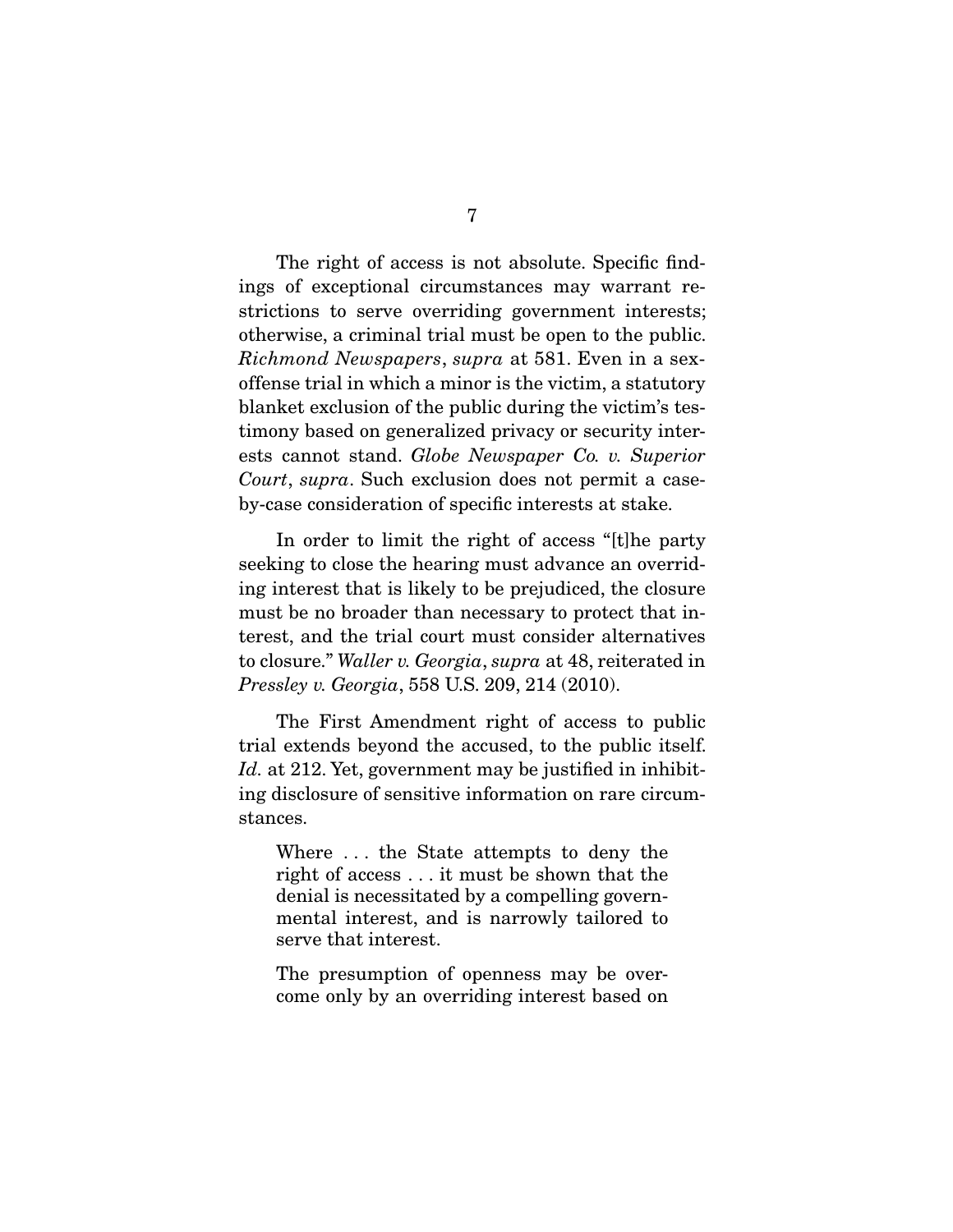The right of access is not absolute. Specific findings of exceptional circumstances may warrant restrictions to serve overriding government interests; otherwise, a criminal trial must be open to the public. *Richmond Newspapers*, *supra* at 581. Even in a sex-offense trial in which a minor is the victim, a statutory blanket exclusion of the public during the victim's testimony based on generalized privacy or security interests cannot stand. *Globe Newspaper Co. v. Superior Court*, *supra*. Such exclusion does not permit a case-by-case consideration of specific interests at stake.

In order to limit the right of access "[t]he party seeking to close the hearing must advance an overriding interest that is likely to be prejudiced, the closure must be no broader than necessary to protect that interest, and the trial court must consider alternatives to closure." *Waller v. Georgia*, *supra* at 48, reiterated in *Pressley v. Georgia*, 558 U.S. 209, 214 (2010).

The First Amendment right of access to public trial extends beyond the accused, to the public itself. *Id.* at 212. Yet, government may be justified in inhibiting disclosure of sensitive information on rare circumstances.

> Where . . . the State attempts to deny the right of access . . . it must be shown that the denial is necessitated by a compelling governmental interest, and is narrowly tailored to serve that interest.
>
> The presumption of openness may be overcome only by an overriding interest based on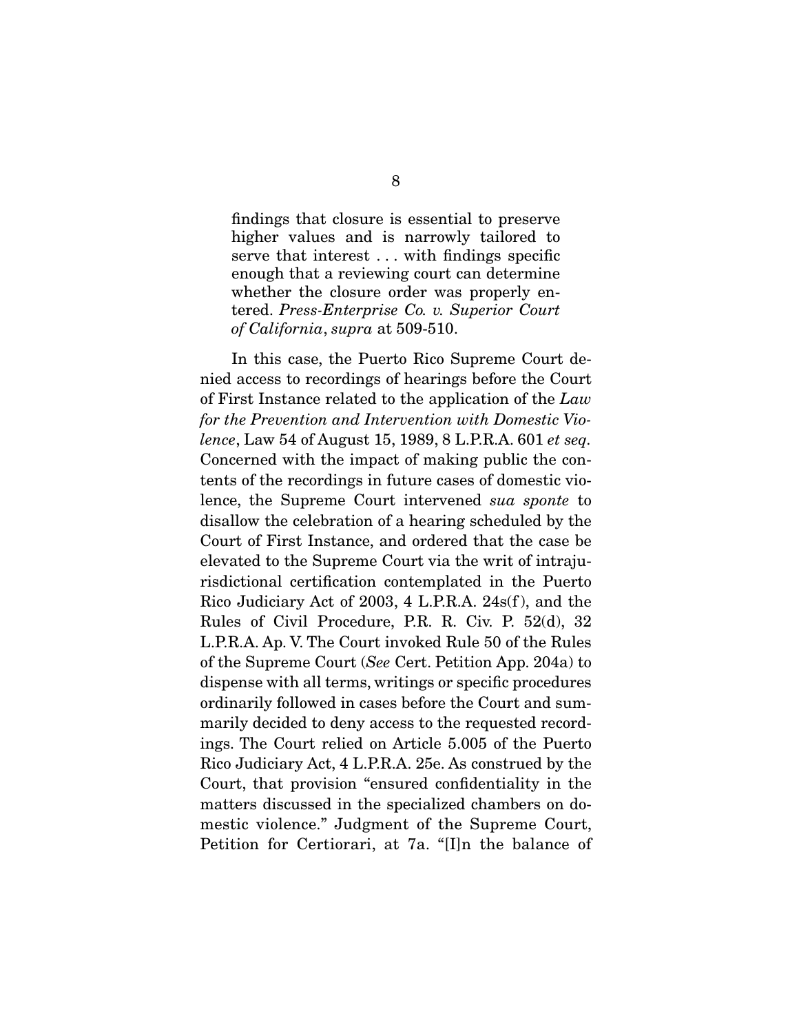findings that closure is essential to preserve higher values and is narrowly tailored to serve that interest . . . with findings specific enough that a reviewing court can determine whether the closure order was properly entered. *Press-Enterprise Co. v. Superior Court of California*, *supra* at 509-510.

In this case, the Puerto Rico Supreme Court denied access to recordings of hearings before the Court of First Instance related to the application of the *Law for the Prevention and Intervention with Domestic Violence*, Law 54 of August 15, 1989, 8 L.P.R.A. 601 *et seq.* Concerned with the impact of making public the contents of the recordings in future cases of domestic violence, the Supreme Court intervened *sua sponte* to disallow the celebration of a hearing scheduled by the Court of First Instance, and ordered that the case be elevated to the Supreme Court via the writ of intrajurisdictional certification contemplated in the Puerto Rico Judiciary Act of 2003, 4 L.P.R.A. 24s(f), and the Rules of Civil Procedure, P.R. R. Civ. P. 52(d), 32 L.P.R.A. Ap. V. The Court invoked Rule 50 of the Rules of the Supreme Court (*See* Cert. Petition App. 204a) to dispense with all terms, writings or specific procedures ordinarily followed in cases before the Court and summarily decided to deny access to the requested recordings. The Court relied on Article 5.005 of the Puerto Rico Judiciary Act, 4 L.P.R.A. 25e. As construed by the Court, that provision "ensured confidentiality in the matters discussed in the specialized chambers on domestic violence." Judgment of the Supreme Court, Petition for Certiorari, at 7a. "[I]n the balance of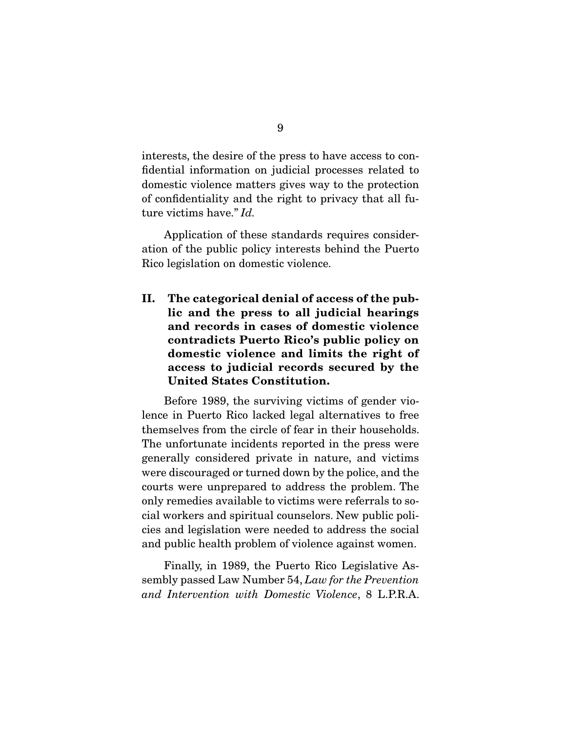interests, the desire of the press to have access to confidential information on judicial processes related to domestic violence matters gives way to the protection of confidentiality and the right to privacy that all future victims have." *Id.*

Application of these standards requires consideration of the public policy interests behind the Puerto Rico legislation on domestic violence.

## II. The categorical denial of access of the public and the press to all judicial hearings and records in cases of domestic violence contradicts Puerto Rico's public policy on domestic violence and limits the right of access to judicial records secured by the United States Constitution.

Before 1989, the surviving victims of gender violence in Puerto Rico lacked legal alternatives to free themselves from the circle of fear in their households. The unfortunate incidents reported in the press were generally considered private in nature, and victims were discouraged or turned down by the police, and the courts were unprepared to address the problem. The only remedies available to victims were referrals to social workers and spiritual counselors. New public policies and legislation were needed to address the social and public health problem of violence against women.

Finally, in 1989, the Puerto Rico Legislative Assembly passed Law Number 54, *Law for the Prevention and Intervention with Domestic Violence*, 8 L.P.R.A.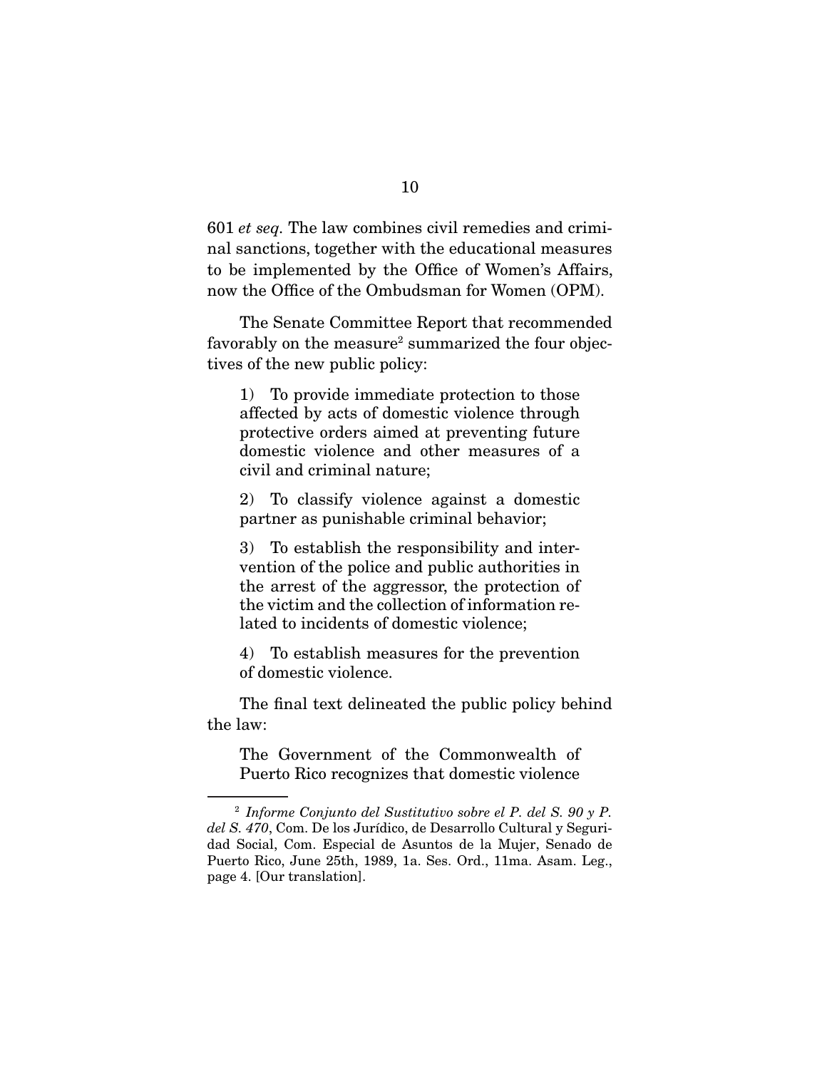601 *et seq.* The law combines civil remedies and criminal sanctions, together with the educational measures to be implemented by the Office of Women's Affairs, now the Office of the Ombudsman for Women (OPM).

The Senate Committee Report that recommended favorably on the measure[2] summarized the four objectives of the new public policy:

> 1) To provide immediate protection to those affected by acts of domestic violence through protective orders aimed at preventing future domestic violence and other measures of a civil and criminal nature;
>
> 2) To classify violence against a domestic partner as punishable criminal behavior;
>
> 3) To establish the responsibility and intervention of the police and public authorities in the arrest of the aggressor, the protection of the victim and the collection of information related to incidents of domestic violence;
>
> 4) To establish measures for the prevention of domestic violence.

The final text delineated the public policy behind the law:

> The Government of the Commonwealth of Puerto Rico recognizes that domestic violence

---

[2] *Informe Conjunto del Sustitutivo sobre el P. del S. 90 y P. del S. 470*, Com. De los Jurídico, de Desarrollo Cultural y Seguridad Social, Com. Especial de Asuntos de la Mujer, Senado de Puerto Rico, June 25th, 1989, 1a. Ses. Ord., 11ma. Asam. Leg., page 4. [Our translation].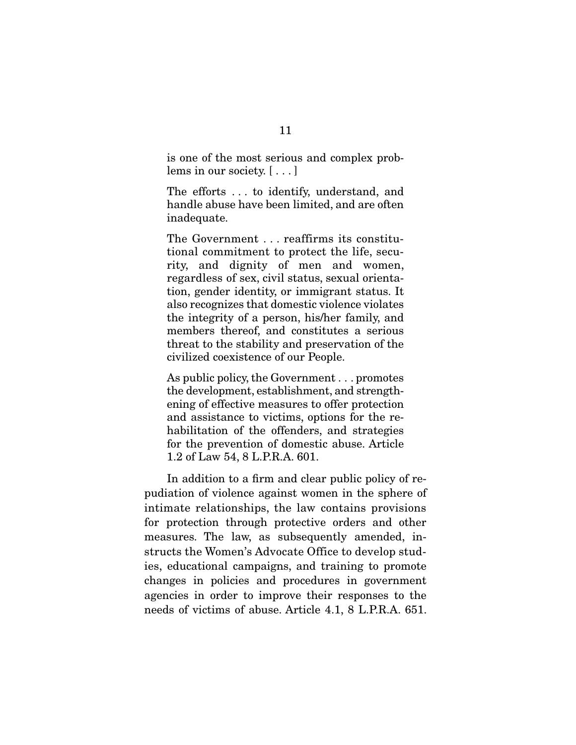> is one of the most serious and complex problems in our society. [ . . . ]
>
> The efforts . . . to identify, understand, and handle abuse have been limited, and are often inadequate.
>
> The Government . . . reaffirms its constitutional commitment to protect the life, security, and dignity of men and women, regardless of sex, civil status, sexual orientation, gender identity, or immigrant status. It also recognizes that domestic violence violates the integrity of a person, his/her family, and members thereof, and constitutes a serious threat to the stability and preservation of the civilized coexistence of our People.
>
> As public policy, the Government . . . promotes the development, establishment, and strengthening of effective measures to offer protection and assistance to victims, options for the rehabilitation of the offenders, and strategies for the prevention of domestic abuse. Article 1.2 of Law 54, 8 L.P.R.A. 601.

In addition to a firm and clear public policy of repudiation of violence against women in the sphere of intimate relationships, the law contains provisions for protection through protective orders and other measures. The law, as subsequently amended, instructs the Women's Advocate Office to develop studies, educational campaigns, and training to promote changes in policies and procedures in government agencies in order to improve their responses to the needs of victims of abuse. Article 4.1, 8 L.P.R.A. 651.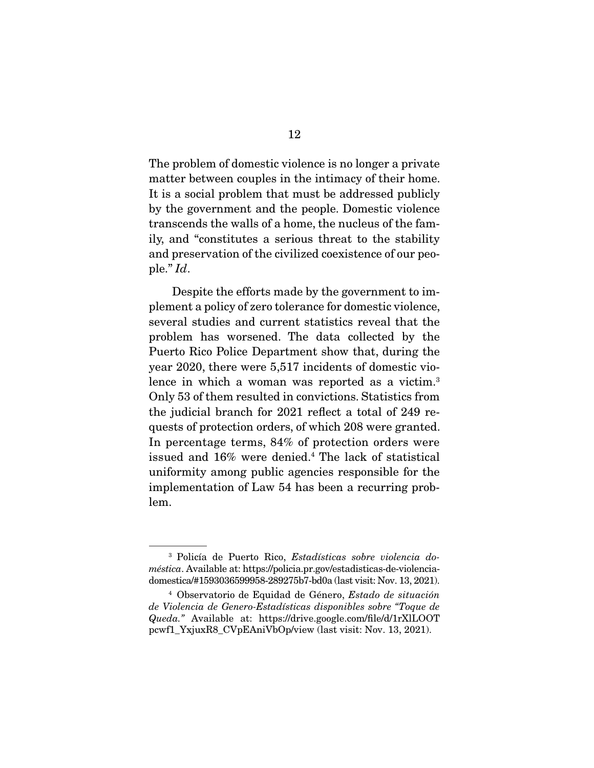The problem of domestic violence is no longer a private matter between couples in the intimacy of their home. It is a social problem that must be addressed publicly by the government and the people. Domestic violence transcends the walls of a home, the nucleus of the family, and "constitutes a serious threat to the stability and preservation of the civilized coexistence of our people." *Id*.

Despite the efforts made by the government to implement a policy of zero tolerance for domestic violence, several studies and current statistics reveal that the problem has worsened. The data collected by the Puerto Rico Police Department show that, during the year 2020, there were 5,517 incidents of domestic violence in which a woman was reported as a victim.[3] Only 53 of them resulted in convictions. Statistics from the judicial branch for 2021 reflect a total of 249 requests of protection orders, of which 208 were granted. In percentage terms, 84% of protection orders were issued and 16% were denied.[4] The lack of statistical uniformity among public agencies responsible for the implementation of Law 54 has been a recurring problem.

---

[3] Policía de Puerto Rico, *Estadísticas sobre violencia doméstica*. Available at: https://policia.pr.gov/estadisticas-de-violencia-domestica/#1593036599958-289275b7-bd0a (last visit: Nov. 13, 2021).

[4] Observatorio de Equidad de Género, *Estado de situación de Violencia de Genero-Estadísticas disponibles sobre "Toque de Queda."* Available at: https://drive.google.com/file/d/1rXlLOOTpcwf1_YxjuxR8_CVpEAniVbOp/view (last visit: Nov. 13, 2021).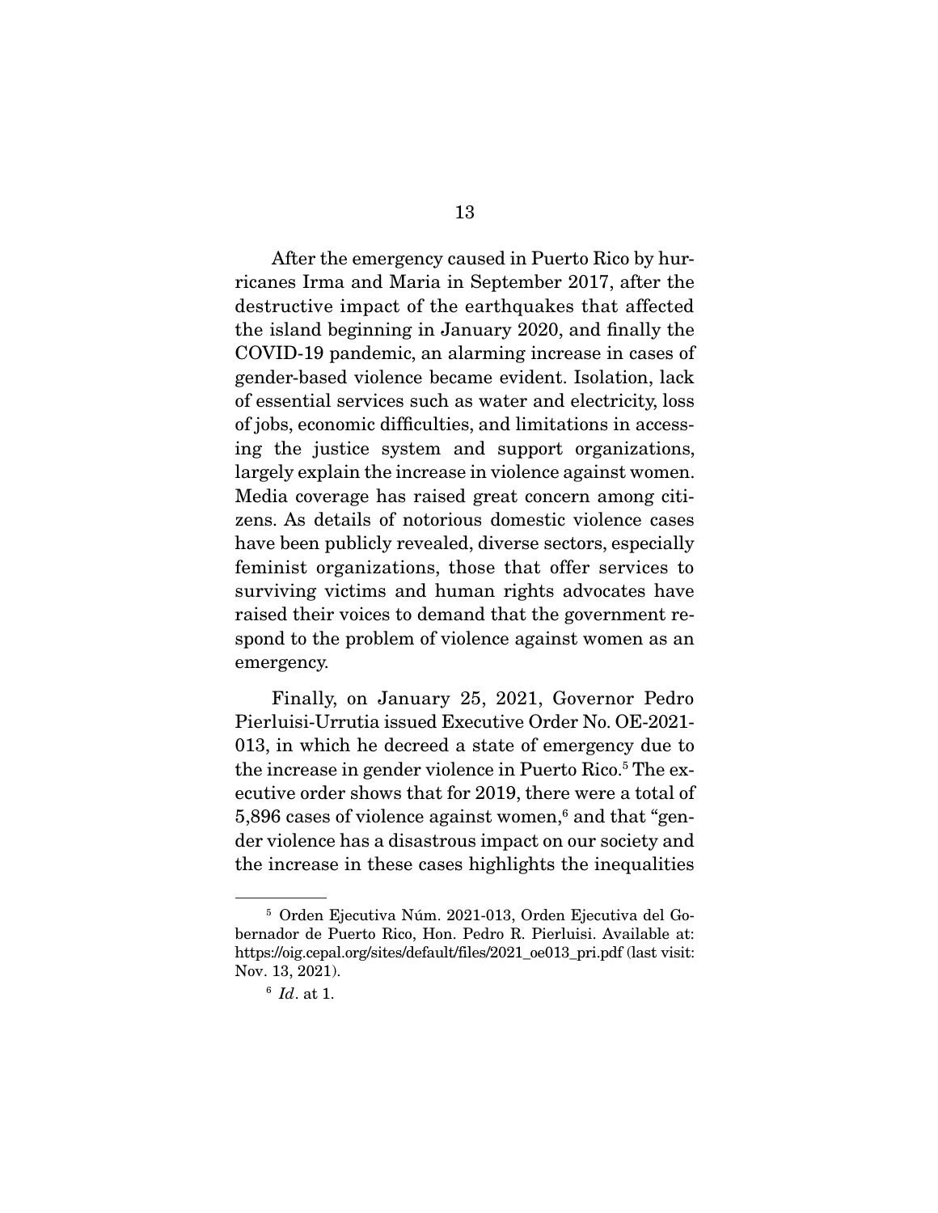After the emergency caused in Puerto Rico by hurricanes Irma and Maria in September 2017, after the destructive impact of the earthquakes that affected the island beginning in January 2020, and finally the COVID-19 pandemic, an alarming increase in cases of gender-based violence became evident. Isolation, lack of essential services such as water and electricity, loss of jobs, economic difficulties, and limitations in accessing the justice system and support organizations, largely explain the increase in violence against women. Media coverage has raised great concern among citizens. As details of notorious domestic violence cases have been publicly revealed, diverse sectors, especially feminist organizations, those that offer services to surviving victims and human rights advocates have raised their voices to demand that the government respond to the problem of violence against women as an emergency.

Finally, on January 25, 2021, Governor Pedro Pierluisi-Urrutia issued Executive Order No. OE-2021-013, in which he decreed a state of emergency due to the increase in gender violence in Puerto Rico.[5] The executive order shows that for 2019, there were a total of 5,896 cases of violence against women,[6] and that "gender violence has a disastrous impact on our society and the increase in these cases highlights the inequalities

---

[5] Orden Ejecutiva Núm. 2021-013, Orden Ejecutiva del Gobernador de Puerto Rico, Hon. Pedro R. Pierluisi. Available at: https://oig.cepal.org/sites/default/files/2021_oe013_pri.pdf (last visit: Nov. 13, 2021).

[6] *Id*. at 1.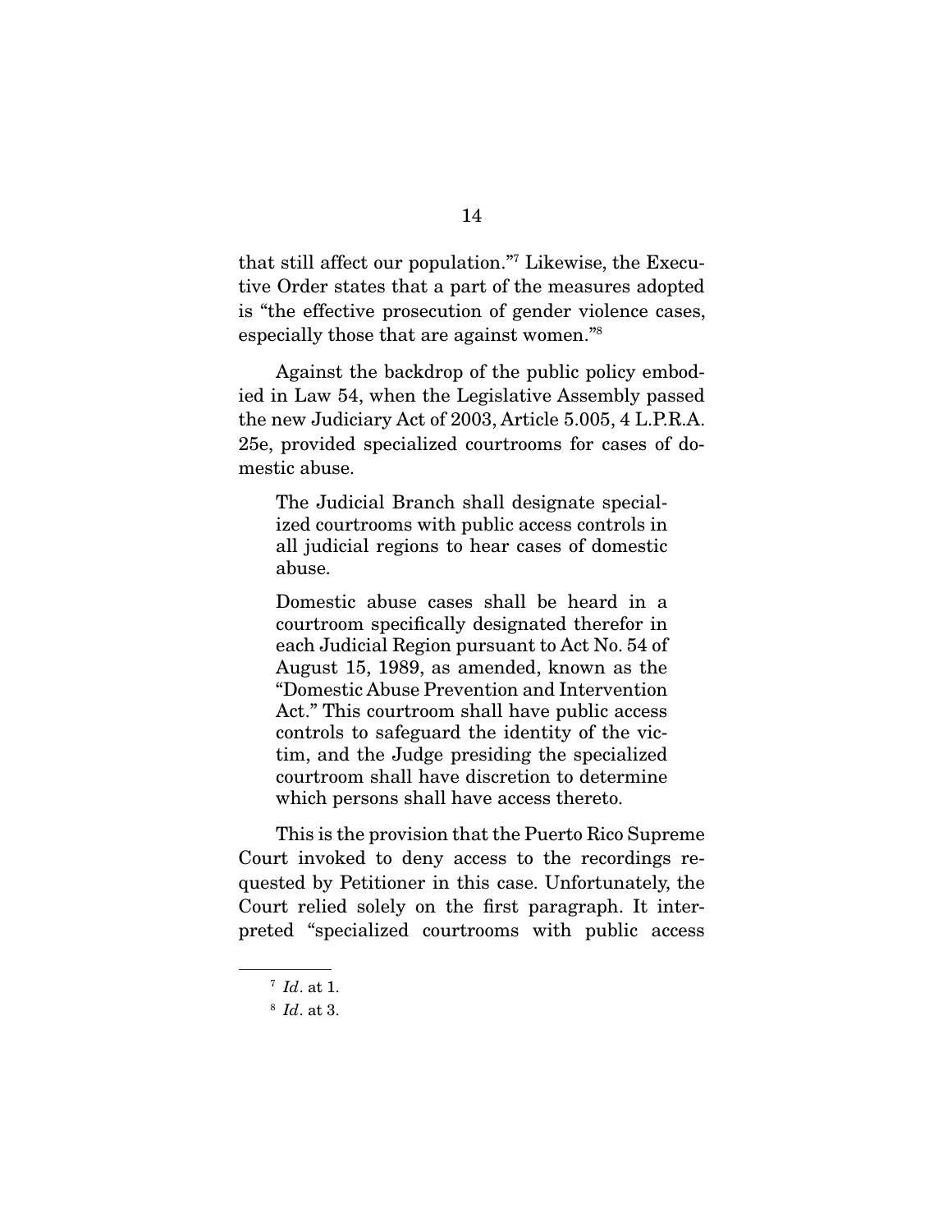that still affect our population."[7] Likewise, the Executive Order states that a part of the measures adopted is "the effective prosecution of gender violence cases, especially those that are against women."[8]

Against the backdrop of the public policy embodied in Law 54, when the Legislative Assembly passed the new Judiciary Act of 2003, Article 5.005, 4 L.P.R.A. 25e, provided specialized courtrooms for cases of domestic abuse.

> The Judicial Branch shall designate specialized courtrooms with public access controls in all judicial regions to hear cases of domestic abuse.
>
> Domestic abuse cases shall be heard in a courtroom specifically designated therefor in each Judicial Region pursuant to Act No. 54 of August 15, 1989, as amended, known as the "Domestic Abuse Prevention and Intervention Act." This courtroom shall have public access controls to safeguard the identity of the victim, and the Judge presiding the specialized courtroom shall have discretion to determine which persons shall have access thereto.

This is the provision that the Puerto Rico Supreme Court invoked to deny access to the recordings requested by Petitioner in this case. Unfortunately, the Court relied solely on the first paragraph. It interpreted "specialized courtrooms with public access

---

[7] *Id*. at 1.

[8] *Id*. at 3.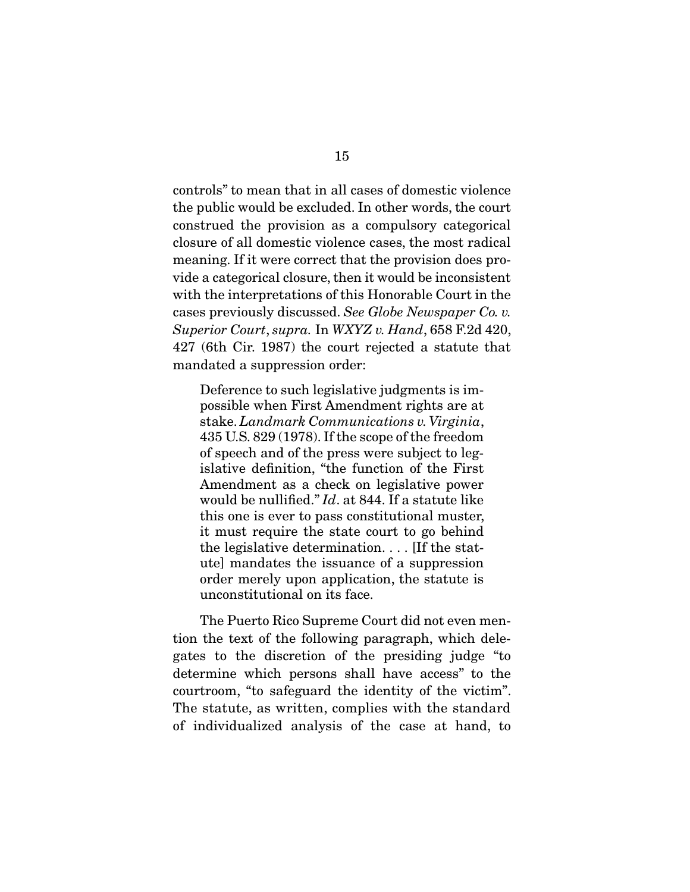controls" to mean that in all cases of domestic violence the public would be excluded. In other words, the court construed the provision as a compulsory categorical closure of all domestic violence cases, the most radical meaning. If it were correct that the provision does provide a categorical closure, then it would be inconsistent with the interpretations of this Honorable Court in the cases previously discussed. *See Globe Newspaper Co. v. Superior Court*, *supra.* In *WXYZ v. Hand*, 658 F.2d 420, 427 (6th Cir. 1987) the court rejected a statute that mandated a suppression order:

> Deference to such legislative judgments is impossible when First Amendment rights are at stake. *Landmark Communications v. Virginia*, 435 U.S. 829 (1978). If the scope of the freedom of speech and of the press were subject to legislative definition, "the function of the First Amendment as a check on legislative power would be nullified." *Id*. at 844. If a statute like this one is ever to pass constitutional muster, it must require the state court to go behind the legislative determination. . . . [If the statute] mandates the issuance of a suppression order merely upon application, the statute is unconstitutional on its face.

The Puerto Rico Supreme Court did not even mention the text of the following paragraph, which delegates to the discretion of the presiding judge "to determine which persons shall have access" to the courtroom, "to safeguard the identity of the victim". The statute, as written, complies with the standard of individualized analysis of the case at hand, to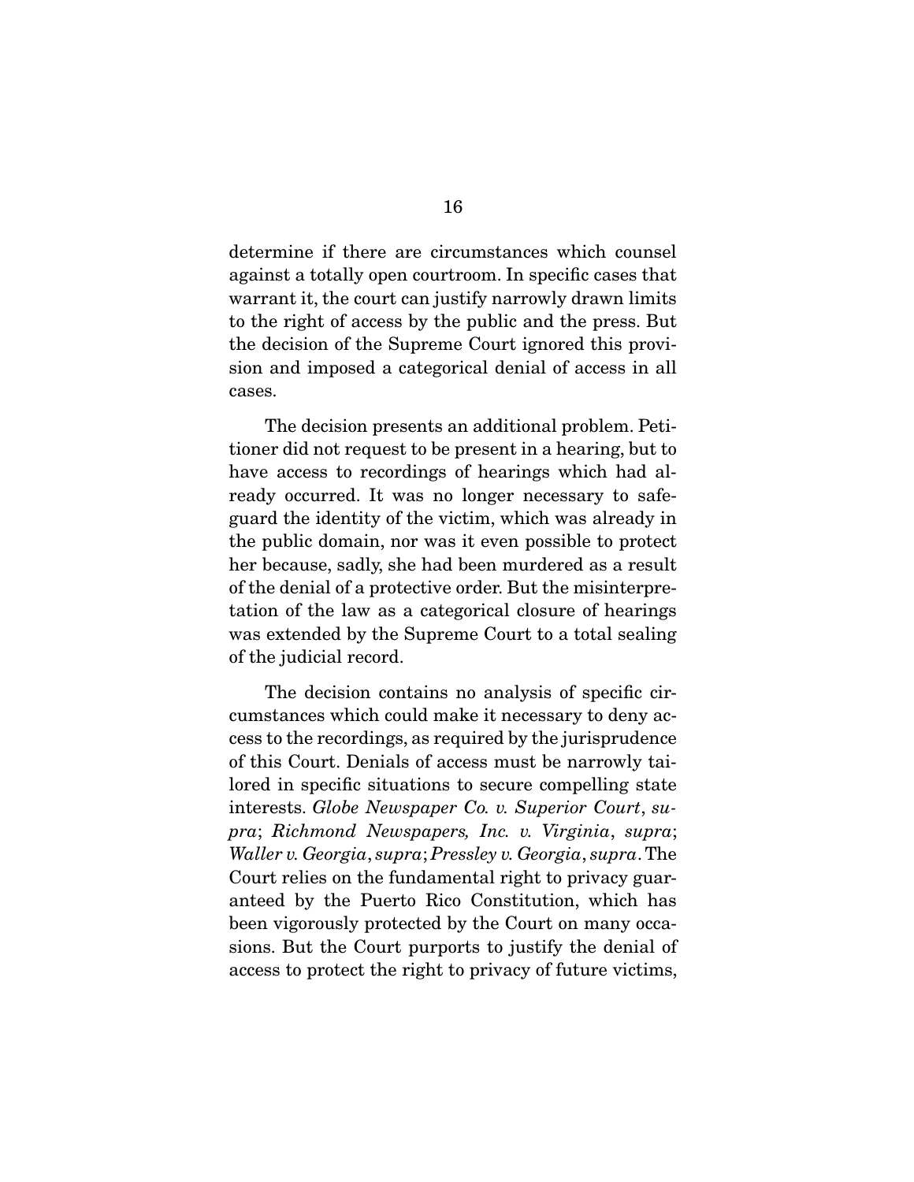determine if there are circumstances which counsel against a totally open courtroom. In specific cases that warrant it, the court can justify narrowly drawn limits to the right of access by the public and the press. But the decision of the Supreme Court ignored this provision and imposed a categorical denial of access in all cases.

The decision presents an additional problem. Petitioner did not request to be present in a hearing, but to have access to recordings of hearings which had already occurred. It was no longer necessary to safeguard the identity of the victim, which was already in the public domain, nor was it even possible to protect her because, sadly, she had been murdered as a result of the denial of a protective order. But the misinterpretation of the law as a categorical closure of hearings was extended by the Supreme Court to a total sealing of the judicial record.

The decision contains no analysis of specific circumstances which could make it necessary to deny access to the recordings, as required by the jurisprudence of this Court. Denials of access must be narrowly tailored in specific situations to secure compelling state interests. *Globe Newspaper Co. v. Superior Court*, *supra*; *Richmond Newspapers, Inc. v. Virginia*, *supra*; *Waller v. Georgia*, *supra*; *Pressley v. Georgia*, *supra*. The Court relies on the fundamental right to privacy guaranteed by the Puerto Rico Constitution, which has been vigorously protected by the Court on many occasions. But the Court purports to justify the denial of access to protect the right to privacy of future victims,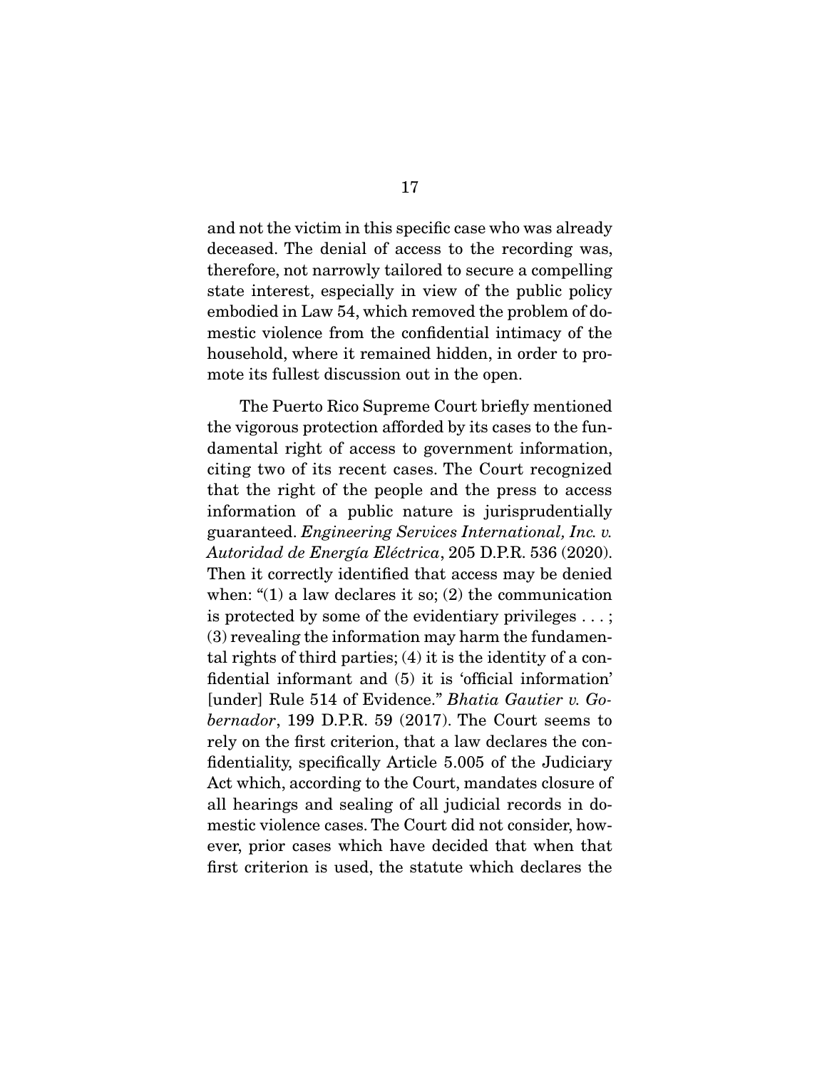and not the victim in this specific case who was already deceased. The denial of access to the recording was, therefore, not narrowly tailored to secure a compelling state interest, especially in view of the public policy embodied in Law 54, which removed the problem of domestic violence from the confidential intimacy of the household, where it remained hidden, in order to promote its fullest discussion out in the open.

The Puerto Rico Supreme Court briefly mentioned the vigorous protection afforded by its cases to the fundamental right of access to government information, citing two of its recent cases. The Court recognized that the right of the people and the press to access information of a public nature is jurisprudentially guaranteed. *Engineering Services International, Inc. v. Autoridad de Energía Eléctrica*, 205 D.P.R. 536 (2020). Then it correctly identified that access may be denied when: "(1) a law declares it so; (2) the communication is protected by some of the evidentiary privileges . . . ; (3) revealing the information may harm the fundamental rights of third parties; (4) it is the identity of a confidential informant and (5) it is 'official information' [under] Rule 514 of Evidence." *Bhatia Gautier v. Gobernador*, 199 D.P.R. 59 (2017). The Court seems to rely on the first criterion, that a law declares the confidentiality, specifically Article 5.005 of the Judiciary Act which, according to the Court, mandates closure of all hearings and sealing of all judicial records in domestic violence cases. The Court did not consider, however, prior cases which have decided that when that first criterion is used, the statute which declares the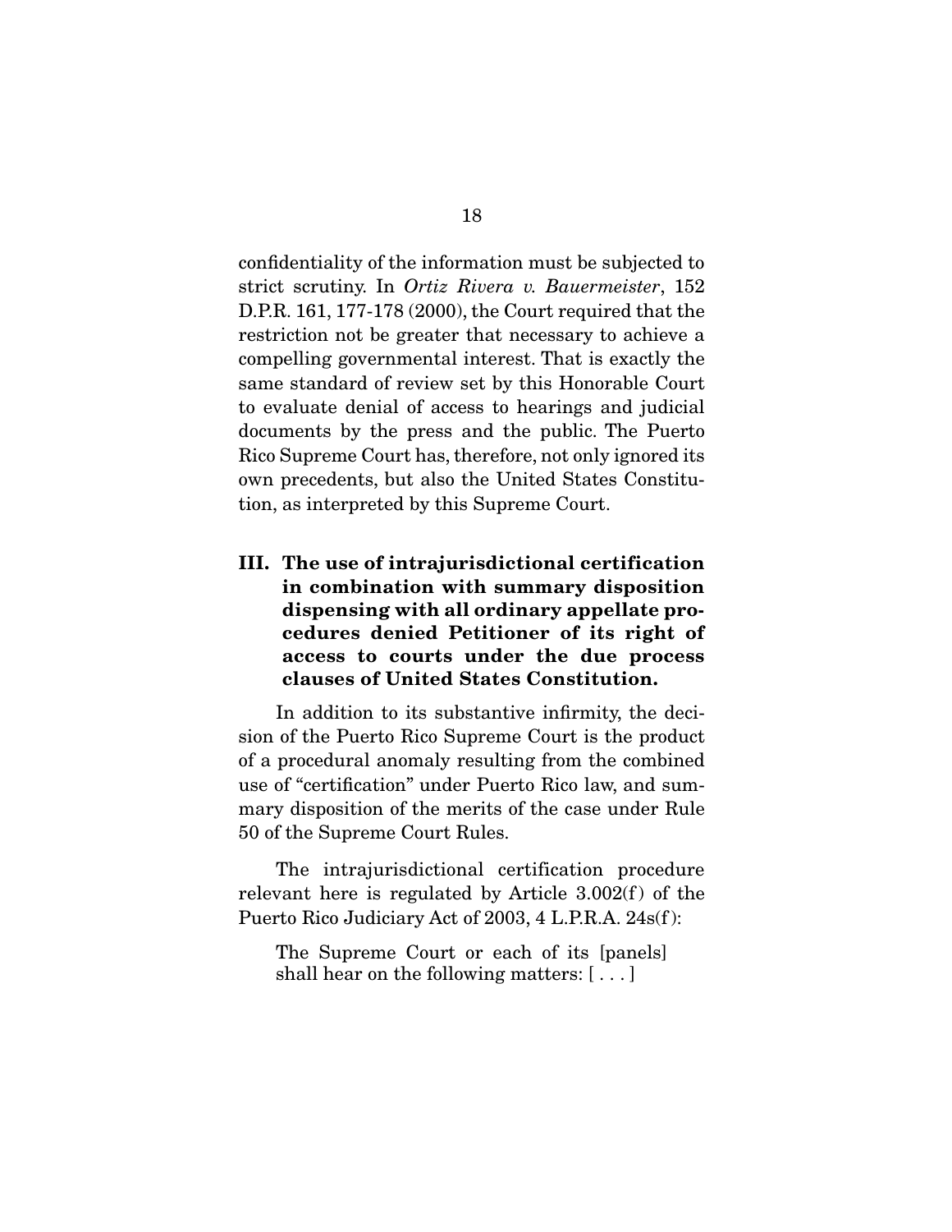confidentiality of the information must be subjected to strict scrutiny. In *Ortiz Rivera v. Bauermeister*, 152 D.P.R. 161, 177-178 (2000), the Court required that the restriction not be greater that necessary to achieve a compelling governmental interest. That is exactly the same standard of review set by this Honorable Court to evaluate denial of access to hearings and judicial documents by the press and the public. The Puerto Rico Supreme Court has, therefore, not only ignored its own precedents, but also the United States Constitution, as interpreted by this Supreme Court.

### III. The use of intrajurisdictional certification in combination with summary disposition dispensing with all ordinary appellate procedures denied Petitioner of its right of access to courts under the due process clauses of United States Constitution.

In addition to its substantive infirmity, the decision of the Puerto Rico Supreme Court is the product of a procedural anomaly resulting from the combined use of "certification" under Puerto Rico law, and summary disposition of the merits of the case under Rule 50 of the Supreme Court Rules.

The intrajurisdictional certification procedure relevant here is regulated by Article 3.002(f) of the Puerto Rico Judiciary Act of 2003, 4 L.P.R.A. 24s(f):

> The Supreme Court or each of its [panels] shall hear on the following matters: [ . . . ]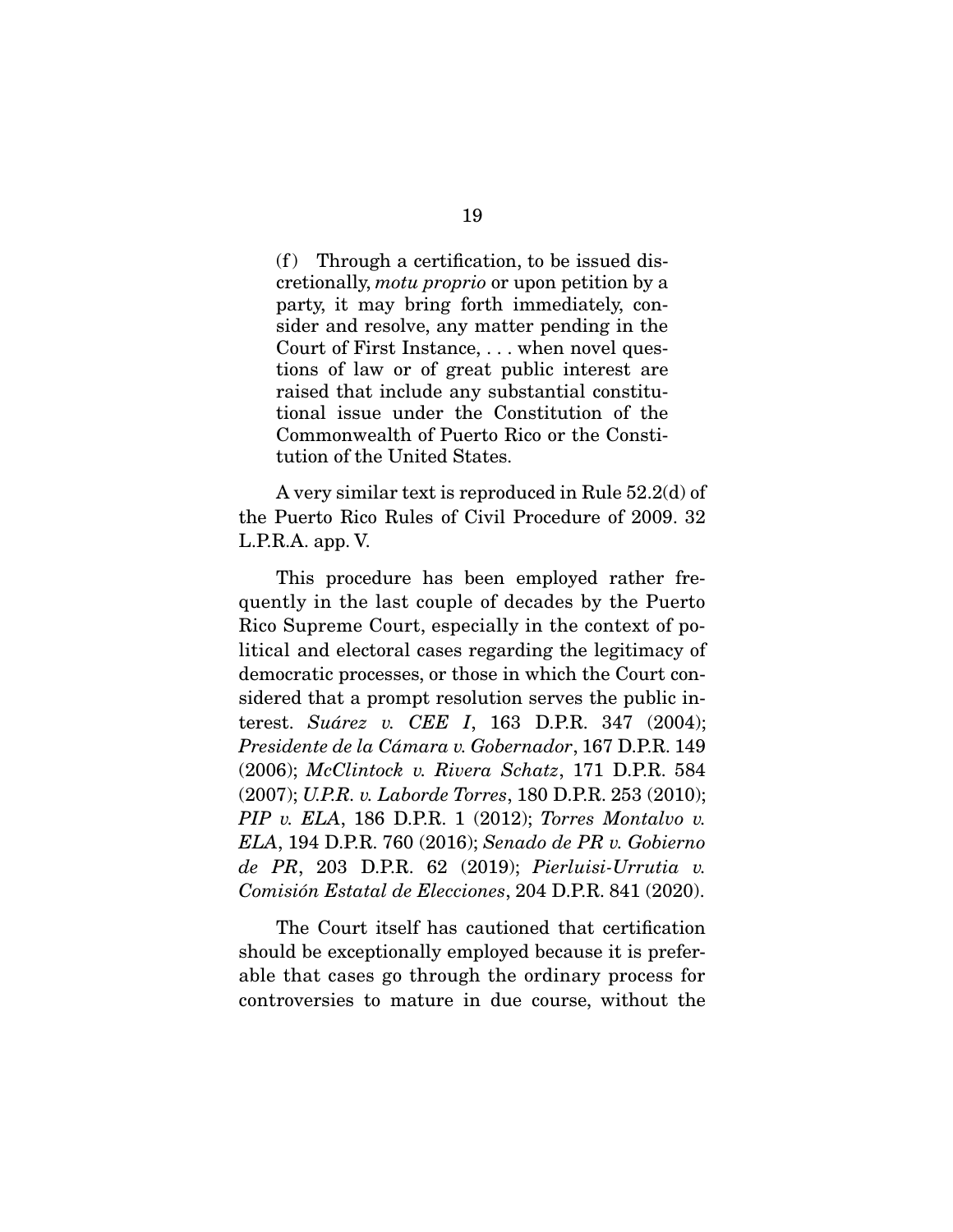> (f) Through a certification, to be issued discretionally, *motu proprio* or upon petition by a party, it may bring forth immediately, consider and resolve, any matter pending in the Court of First Instance, . . . when novel questions of law or of great public interest are raised that include any substantial constitutional issue under the Constitution of the Commonwealth of Puerto Rico or the Constitution of the United States.

A very similar text is reproduced in Rule 52.2(d) of the Puerto Rico Rules of Civil Procedure of 2009. 32 L.P.R.A. app. V.

This procedure has been employed rather frequently in the last couple of decades by the Puerto Rico Supreme Court, especially in the context of political and electoral cases regarding the legitimacy of democratic processes, or those in which the Court considered that a prompt resolution serves the public interest. *Suárez v. CEE I*, 163 D.P.R. 347 (2004); *Presidente de la Cámara v. Gobernador*, 167 D.P.R. 149 (2006); *McClintock v. Rivera Schatz*, 171 D.P.R. 584 (2007); *U.P.R. v. Laborde Torres*, 180 D.P.R. 253 (2010); *PIP v. ELA*, 186 D.P.R. 1 (2012); *Torres Montalvo v. ELA*, 194 D.P.R. 760 (2016); *Senado de PR v. Gobierno de PR*, 203 D.P.R. 62 (2019); *Pierluisi-Urrutia v. Comisión Estatal de Elecciones*, 204 D.P.R. 841 (2020).

The Court itself has cautioned that certification should be exceptionally employed because it is preferable that cases go through the ordinary process for controversies to mature in due course, without the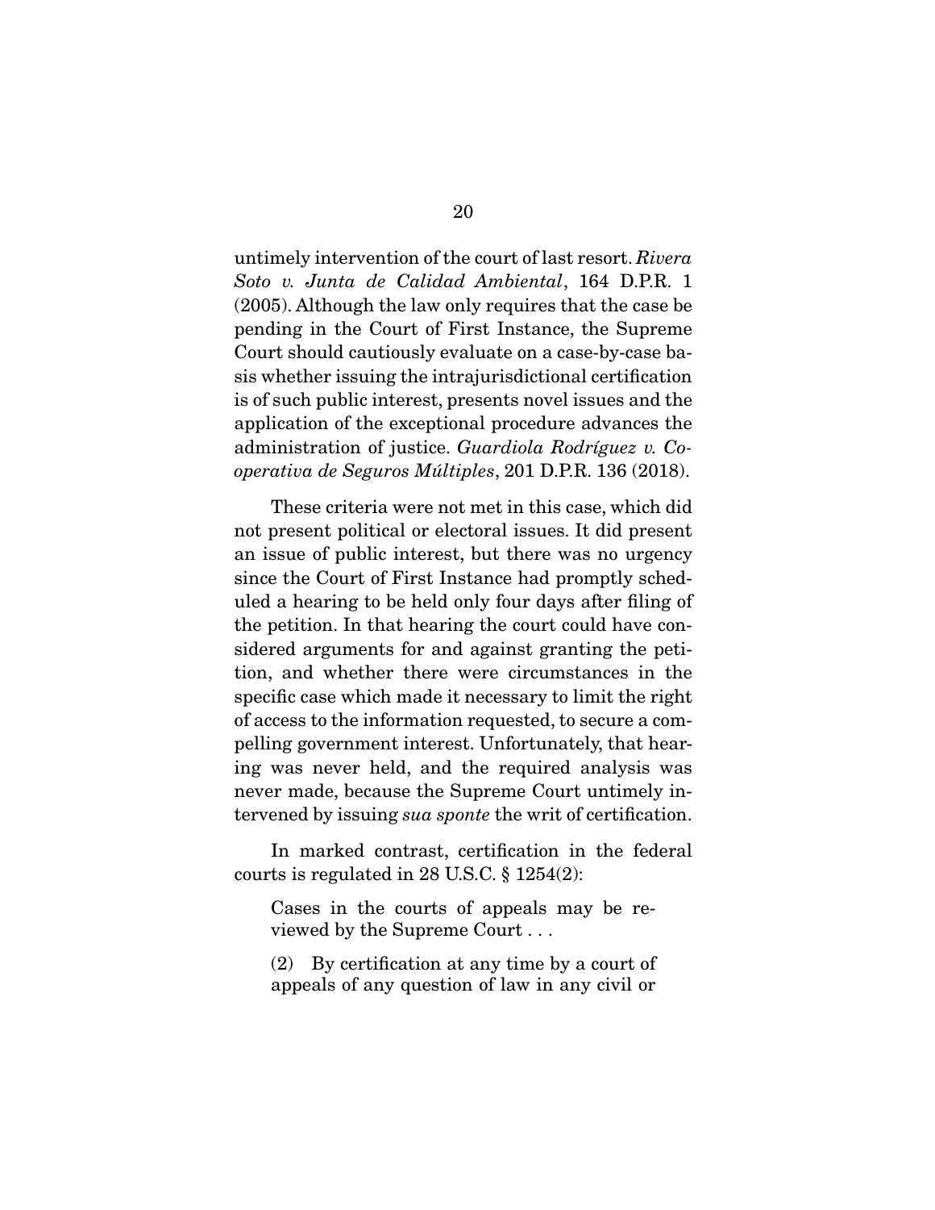untimely intervention of the court of last resort. *Rivera Soto v. Junta de Calidad Ambiental*, 164 D.P.R. 1 (2005). Although the law only requires that the case be pending in the Court of First Instance, the Supreme Court should cautiously evaluate on a case-by-case basis whether issuing the intrajurisdictional certification is of such public interest, presents novel issues and the application of the exceptional procedure advances the administration of justice. *Guardiola Rodríguez v. Cooperativa de Seguros Múltiples*, 201 D.P.R. 136 (2018).

These criteria were not met in this case, which did not present political or electoral issues. It did present an issue of public interest, but there was no urgency since the Court of First Instance had promptly scheduled a hearing to be held only four days after filing of the petition. In that hearing the court could have considered arguments for and against granting the petition, and whether there were circumstances in the specific case which made it necessary to limit the right of access to the information requested, to secure a compelling government interest. Unfortunately, that hearing was never held, and the required analysis was never made, because the Supreme Court untimely intervened by issuing *sua sponte* the writ of certification.

In marked contrast, certification in the federal courts is regulated in 28 U.S.C. § 1254(2):

> Cases in the courts of appeals may be reviewed by the Supreme Court . . .
>
> (2) By certification at any time by a court of appeals of any question of law in any civil or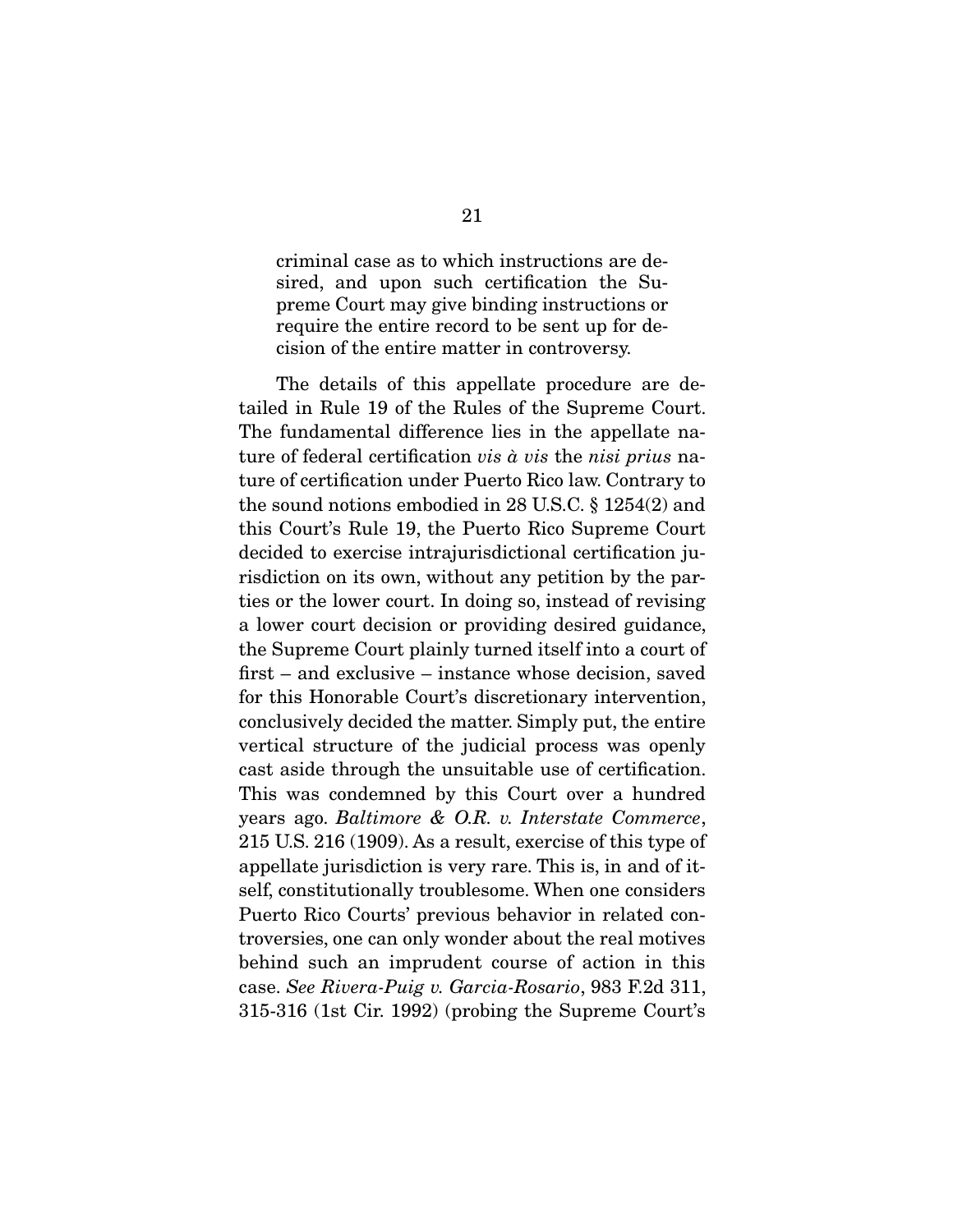> criminal case as to which instructions are desired, and upon such certification the Supreme Court may give binding instructions or require the entire record to be sent up for decision of the entire matter in controversy.

The details of this appellate procedure are detailed in Rule 19 of the Rules of the Supreme Court. The fundamental difference lies in the appellate nature of federal certification *vis à vis* the *nisi prius* nature of certification under Puerto Rico law. Contrary to the sound notions embodied in 28 U.S.C. § 1254(2) and this Court's Rule 19, the Puerto Rico Supreme Court decided to exercise intrajurisdictional certification jurisdiction on its own, without any petition by the parties or the lower court. In doing so, instead of revising a lower court decision or providing desired guidance, the Supreme Court plainly turned itself into a court of first – and exclusive – instance whose decision, saved for this Honorable Court's discretionary intervention, conclusively decided the matter. Simply put, the entire vertical structure of the judicial process was openly cast aside through the unsuitable use of certification. This was condemned by this Court over a hundred years ago. *Baltimore & O.R. v. Interstate Commerce*, 215 U.S. 216 (1909). As a result, exercise of this type of appellate jurisdiction is very rare. This is, in and of itself, constitutionally troublesome. When one considers Puerto Rico Courts' previous behavior in related controversies, one can only wonder about the real motives behind such an imprudent course of action in this case. *See Rivera-Puig v. Garcia-Rosario*, 983 F.2d 311, 315-316 (1st Cir. 1992) (probing the Supreme Court's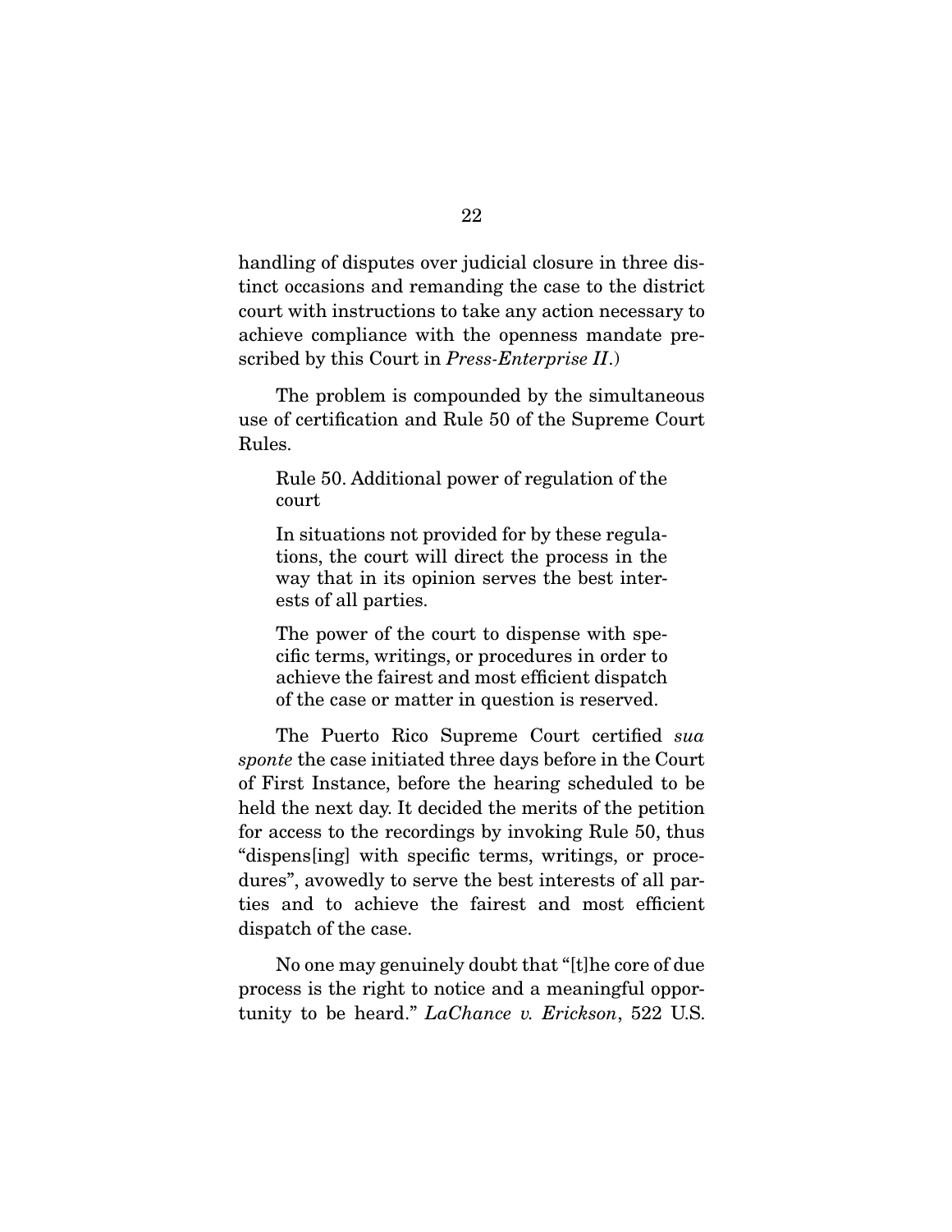handling of disputes over judicial closure in three distinct occasions and remanding the case to the district court with instructions to take any action necessary to achieve compliance with the openness mandate prescribed by this Court in *Press-Enterprise II*.)

The problem is compounded by the simultaneous use of certification and Rule 50 of the Supreme Court Rules.

> Rule 50. Additional power of regulation of the court
>
> In situations not provided for by these regulations, the court will direct the process in the way that in its opinion serves the best interests of all parties.
>
> The power of the court to dispense with specific terms, writings, or procedures in order to achieve the fairest and most efficient dispatch of the case or matter in question is reserved.

The Puerto Rico Supreme Court certified *sua sponte* the case initiated three days before in the Court of First Instance, before the hearing scheduled to be held the next day. It decided the merits of the petition for access to the recordings by invoking Rule 50, thus "dispens[ing] with specific terms, writings, or procedures", avowedly to serve the best interests of all parties and to achieve the fairest and most efficient dispatch of the case.

No one may genuinely doubt that "[t]he core of due process is the right to notice and a meaningful opportunity to be heard." *LaChance v. Erickson*, 522 U.S.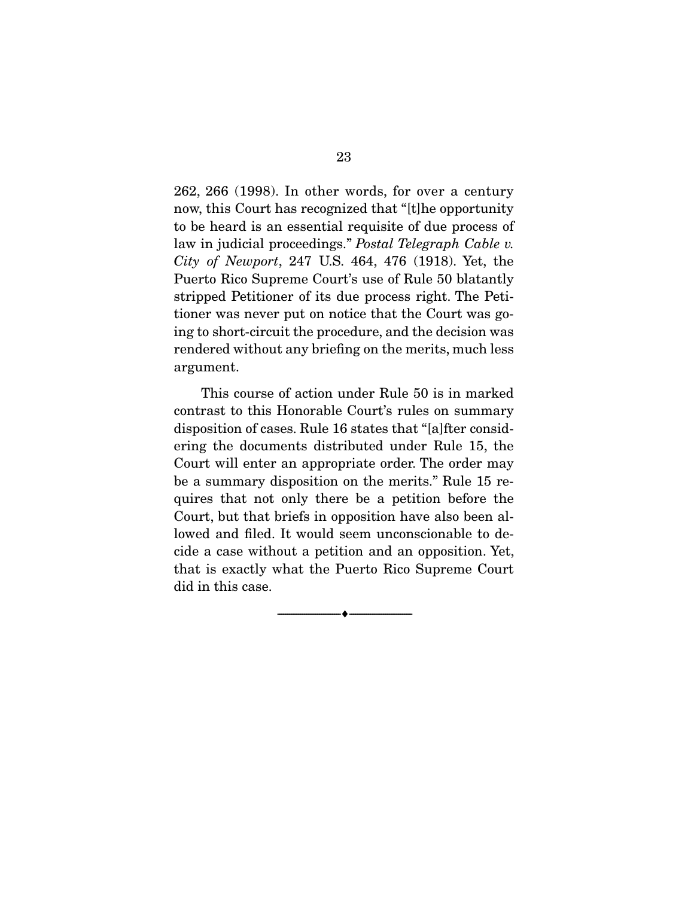262, 266 (1998). In other words, for over a century now, this Court has recognized that "[t]he opportunity to be heard is an essential requisite of due process of law in judicial proceedings." *Postal Telegraph Cable v. City of Newport*, 247 U.S. 464, 476 (1918). Yet, the Puerto Rico Supreme Court's use of Rule 50 blatantly stripped Petitioner of its due process right. The Petitioner was never put on notice that the Court was going to short-circuit the procedure, and the decision was rendered without any briefing on the merits, much less argument.

This course of action under Rule 50 is in marked contrast to this Honorable Court's rules on summary disposition of cases. Rule 16 states that "[a]fter considering the documents distributed under Rule 15, the Court will enter an appropriate order. The order may be a summary disposition on the merits." Rule 15 requires that not only there be a petition before the Court, but that briefs in opposition have also been allowed and filed. It would seem unconscionable to decide a case without a petition and an opposition. Yet, that is exactly what the Puerto Rico Supreme Court did in this case.

---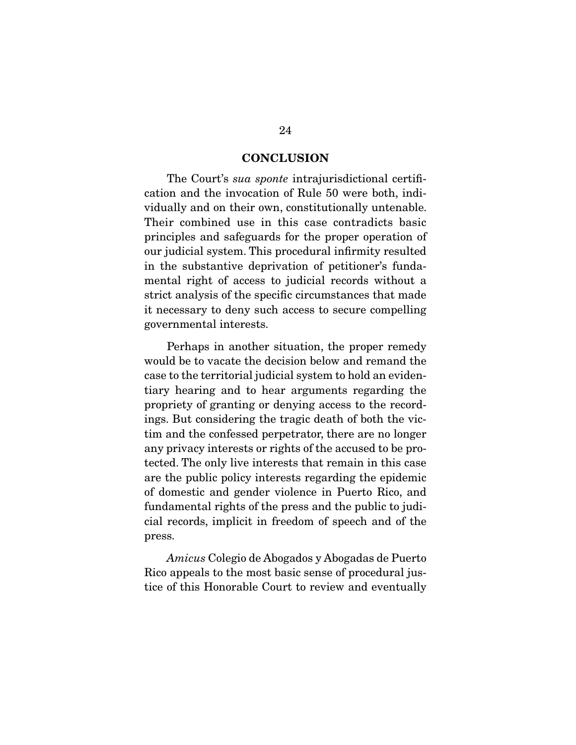## CONCLUSION

The Court's *sua sponte* intrajurisdictional certification and the invocation of Rule 50 were both, individually and on their own, constitutionally untenable. Their combined use in this case contradicts basic principles and safeguards for the proper operation of our judicial system. This procedural infirmity resulted in the substantive deprivation of petitioner's fundamental right of access to judicial records without a strict analysis of the specific circumstances that made it necessary to deny such access to secure compelling governmental interests.

Perhaps in another situation, the proper remedy would be to vacate the decision below and remand the case to the territorial judicial system to hold an evidentiary hearing and to hear arguments regarding the propriety of granting or denying access to the recordings. But considering the tragic death of both the victim and the confessed perpetrator, there are no longer any privacy interests or rights of the accused to be protected. The only live interests that remain in this case are the public policy interests regarding the epidemic of domestic and gender violence in Puerto Rico, and fundamental rights of the press and the public to judicial records, implicit in freedom of speech and of the press.

*Amicus* Colegio de Abogados y Abogadas de Puerto Rico appeals to the most basic sense of procedural justice of this Honorable Court to review and eventually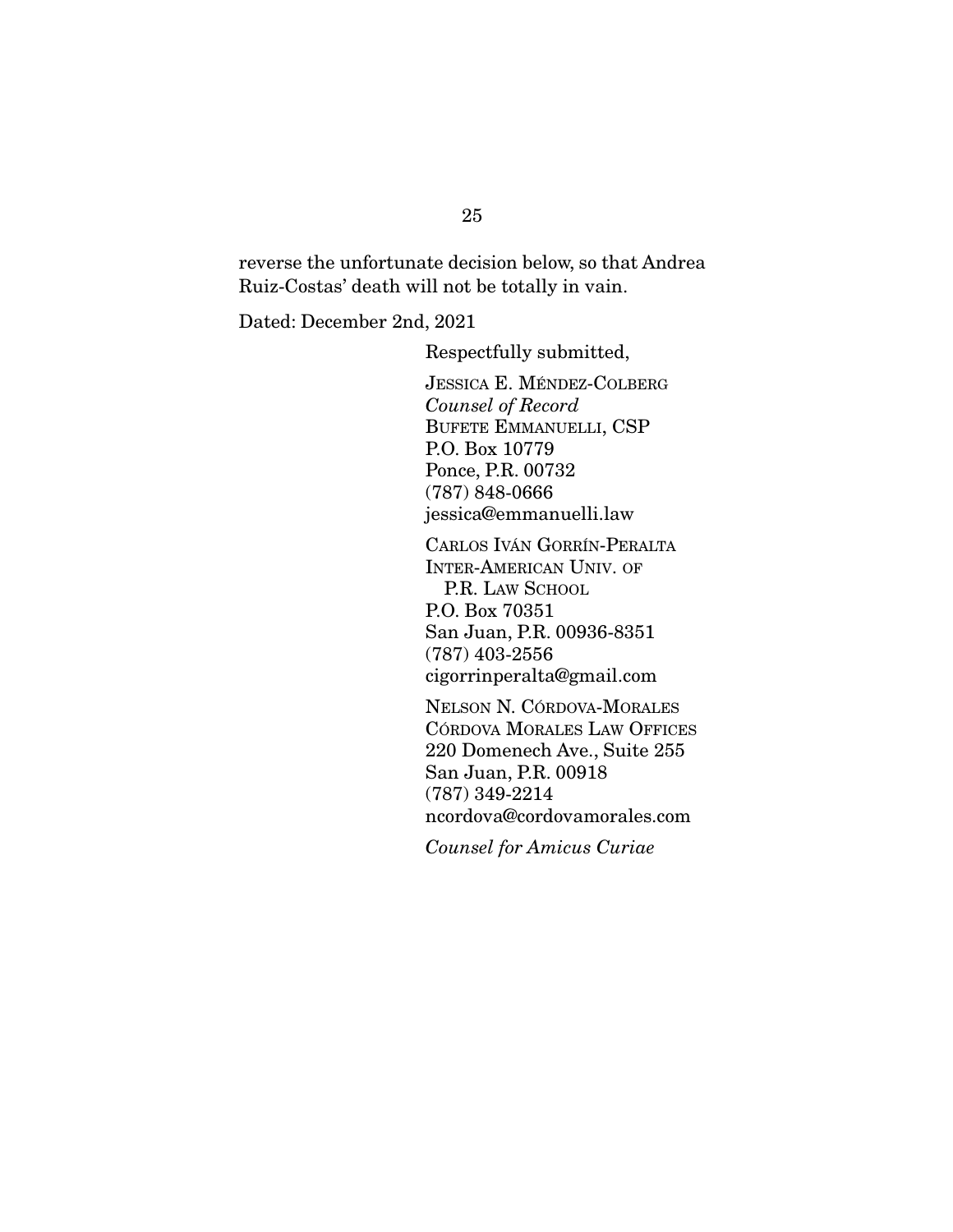reverse the unfortunate decision below, so that Andrea Ruiz-Costas' death will not be totally in vain.

Dated: December 2nd, 2021

Respectfully submitted,

JESSICA E. MÉNDEZ-COLBERG
*Counsel of Record*
BUFETE EMMANUELLI, CSP
P.O. Box 10779
Ponce, P.R. 00732
(787) 848-0666
jessica@emmanuelli.law

CARLOS IVÁN GORRÍN-PERALTA
INTER-AMERICAN UNIV. OF
P.R. LAW SCHOOL
P.O. Box 70351
San Juan, P.R. 00936-8351
(787) 403-2556
cigorrinperalta@gmail.com

NELSON N. CÓRDOVA-MORALES
CÓRDOVA MORALES LAW OFFICES
220 Domenech Ave., Suite 255
San Juan, P.R. 00918
(787) 349-2214
ncordova@cordovamorales.com

*Counsel for Amicus Curiae*